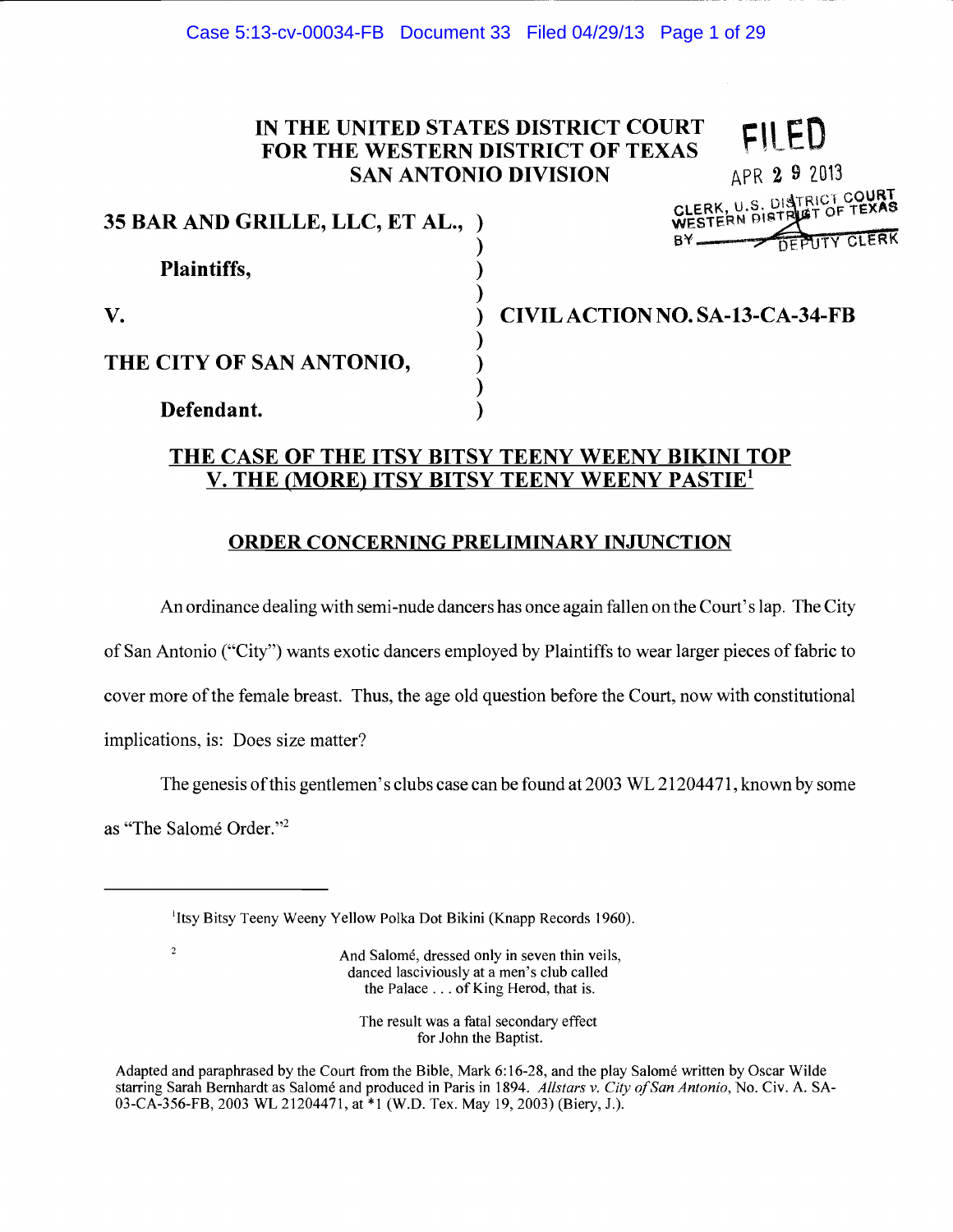**IN THE UNITED STATES DISTRICT COURT**
**FOR THE WESTERN DISTRICT OF TEXAS**
**SAN ANTONIO DIVISION**

FILED
APR 29 2013
CLERK, U.S. DISTRICT COURT
WESTERN DISTRICT OF TEXAS
BY ______ DEPUTY CLERK

**35 BAR AND GRILLE, LLC, ET AL.,**

**Plaintiffs,**

**V.** **CIVIL ACTION NO. SA-13-CA-34-FB**

**THE CITY OF SAN ANTONIO,**

**Defendant.**

## THE CASE OF THE ITSY BITSY TEENY WEENY BIKINI TOP V. THE (MORE) ITSY BITSY TEENY WEENY PASTIE[1]

## ORDER CONCERNING PRELIMINARY INJUNCTION

An ordinance dealing with semi-nude dancers has once again fallen on the Court's lap. The City of San Antonio ("City") wants exotic dancers employed by Plaintiffs to wear larger pieces of fabric to cover more of the female breast. Thus, the age old question before the Court, now with constitutional implications, is: Does size matter?

The genesis of this gentlemen's clubs case can be found at 2003 WL 21204471, known by some as "The Salomé Order."[2]

---

[1]Itsy Bitsy Teeny Weeny Yellow Polka Dot Bikini (Knapp Records 1960).

[2]
> And Salomé, dressed only in seven thin veils,
> danced lasciviously at a men's club called
> the Palace . . . of King Herod, that is.
>
> The result was a fatal secondary effect
> for John the Baptist.

Adapted and paraphrased by the Court from the Bible, Mark 6:16-28, and the play Salomé written by Oscar Wilde starring Sarah Bernhardt as Salomé and produced in Paris in 1894. *Allstars v. City of San Antonio*, No. Civ. A. SA-03-CA-356-FB, 2003 WL 21204471, at *1 (W.D. Tex. May 19, 2003) (Biery, J.).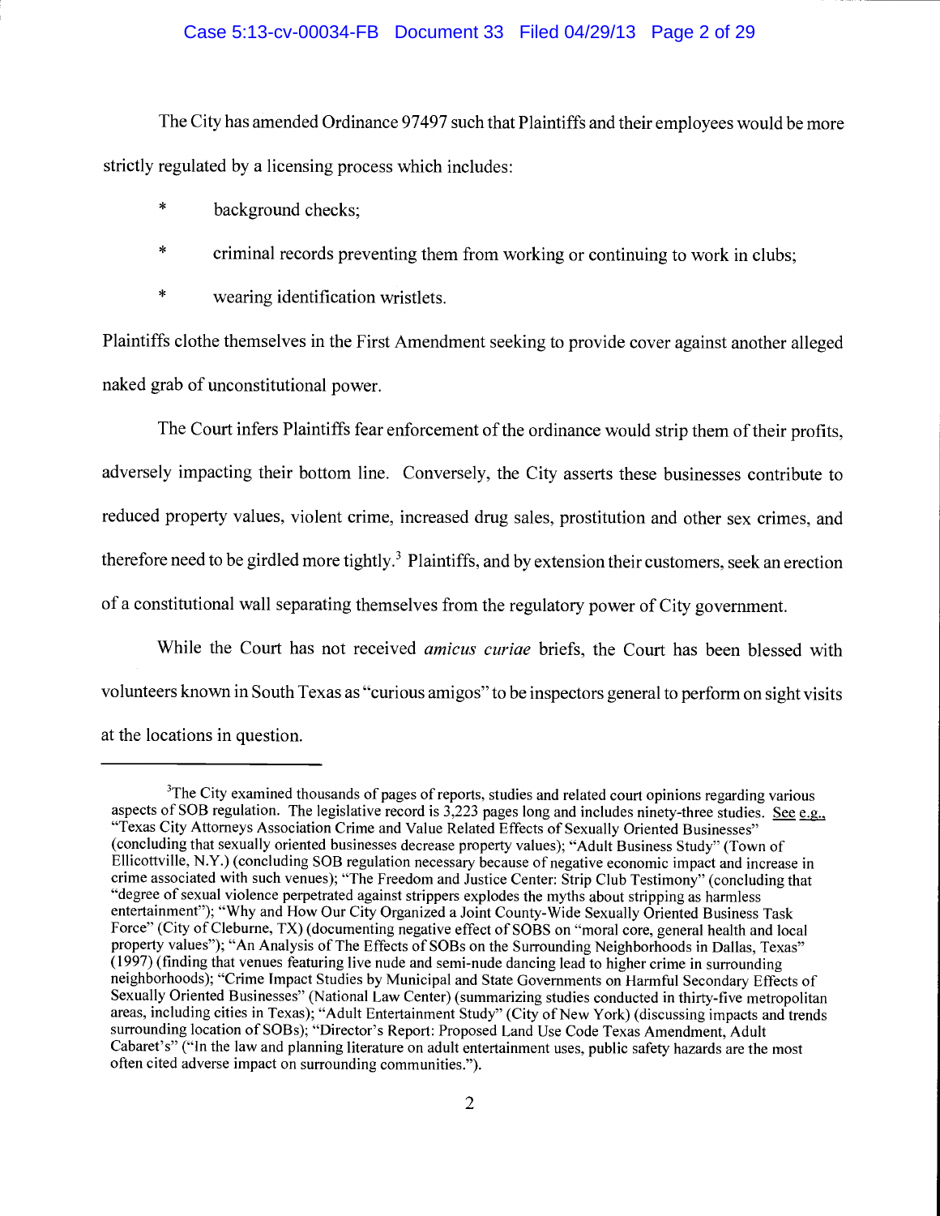The City has amended Ordinance 97497 such that Plaintiffs and their employees would be more strictly regulated by a licensing process which includes:

- background checks;
- criminal records preventing them from working or continuing to work in clubs;
- wearing identification wristlets.

Plaintiffs clothe themselves in the First Amendment seeking to provide cover against another alleged naked grab of unconstitutional power.

The Court infers Plaintiffs fear enforcement of the ordinance would strip them of their profits, adversely impacting their bottom line. Conversely, the City asserts these businesses contribute to reduced property values, violent crime, increased drug sales, prostitution and other sex crimes, and therefore need to be girdled more tightly.[3] Plaintiffs, and by extension their customers, seek an erection of a constitutional wall separating themselves from the regulatory power of City government.

While the Court has not received *amicus curiae* briefs, the Court has been blessed with volunteers known in South Texas as "curious amigos" to be inspectors general to perform on sight visits at the locations in question.

---

[3]The City examined thousands of pages of reports, studies and related court opinions regarding various aspects of SOB regulation. The legislative record is 3,223 pages long and includes ninety-three studies. See e.g., "Texas City Attorneys Association Crime and Value Related Effects of Sexually Oriented Businesses" (concluding that sexually oriented businesses decrease property values); "Adult Business Study" (Town of Ellicottville, N.Y.) (concluding SOB regulation necessary because of negative economic impact and increase in crime associated with such venues); "The Freedom and Justice Center: Strip Club Testimony" (concluding that "degree of sexual violence perpetrated against strippers explodes the myths about stripping as harmless entertainment"); "Why and How Our City Organized a Joint County-Wide Sexually Oriented Business Task Force" (City of Cleburne, TX) (documenting negative effect of SOBS on "moral core, general health and local property values"); "An Analysis of The Effects of SOBs on the Surrounding Neighborhoods in Dallas, Texas" (1997) (finding that venues featuring live nude and semi-nude dancing lead to higher crime in surrounding neighborhoods); "Crime Impact Studies by Municipal and State Governments on Harmful Secondary Effects of Sexually Oriented Businesses" (National Law Center) (summarizing studies conducted in thirty-five metropolitan areas, including cities in Texas); "Adult Entertainment Study" (City of New York) (discussing impacts and trends surrounding location of SOBs); "Director's Report: Proposed Land Use Code Texas Amendment, Adult Cabaret's" ("In the law and planning literature on adult entertainment uses, public safety hazards are the most often cited adverse impact on surrounding communities.").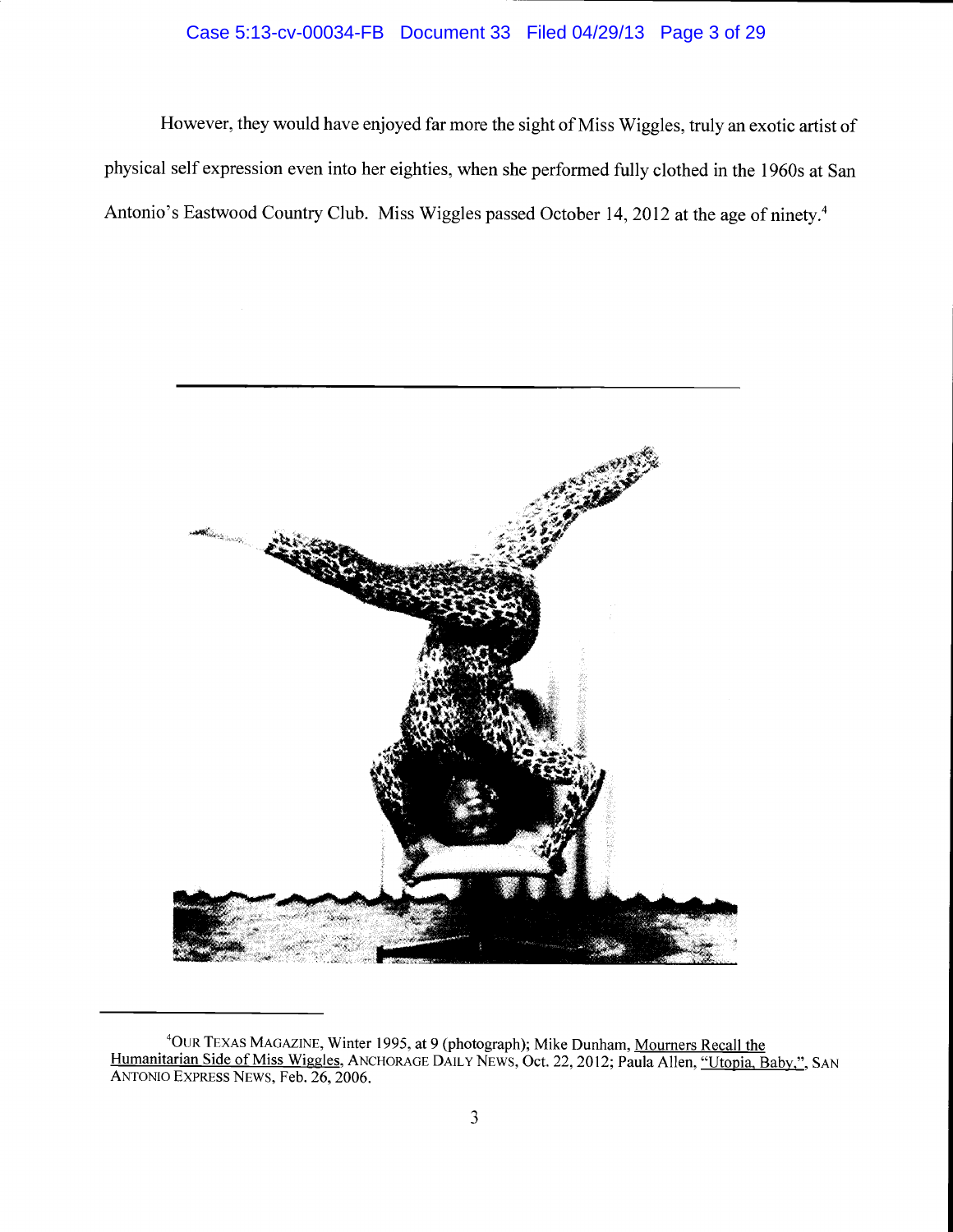However, they would have enjoyed far more the sight of Miss Wiggles, truly an exotic artist of physical self expression even into her eighties, when she performed fully clothed in the 1960s at San Antonio's Eastwood Country Club. Miss Wiggles passed October 14, 2012 at the age of ninety.[4]

---

[4] OUR TEXAS MAGAZINE, Winter 1995, at 9 (photograph); Mike Dunham, Mourners Recall the Humanitarian Side of Miss Wiggles, ANCHORAGE DAILY NEWS, Oct. 22, 2012; Paula Allen, "Utopia, Baby.", SAN ANTONIO EXPRESS NEWS, Feb. 26, 2006.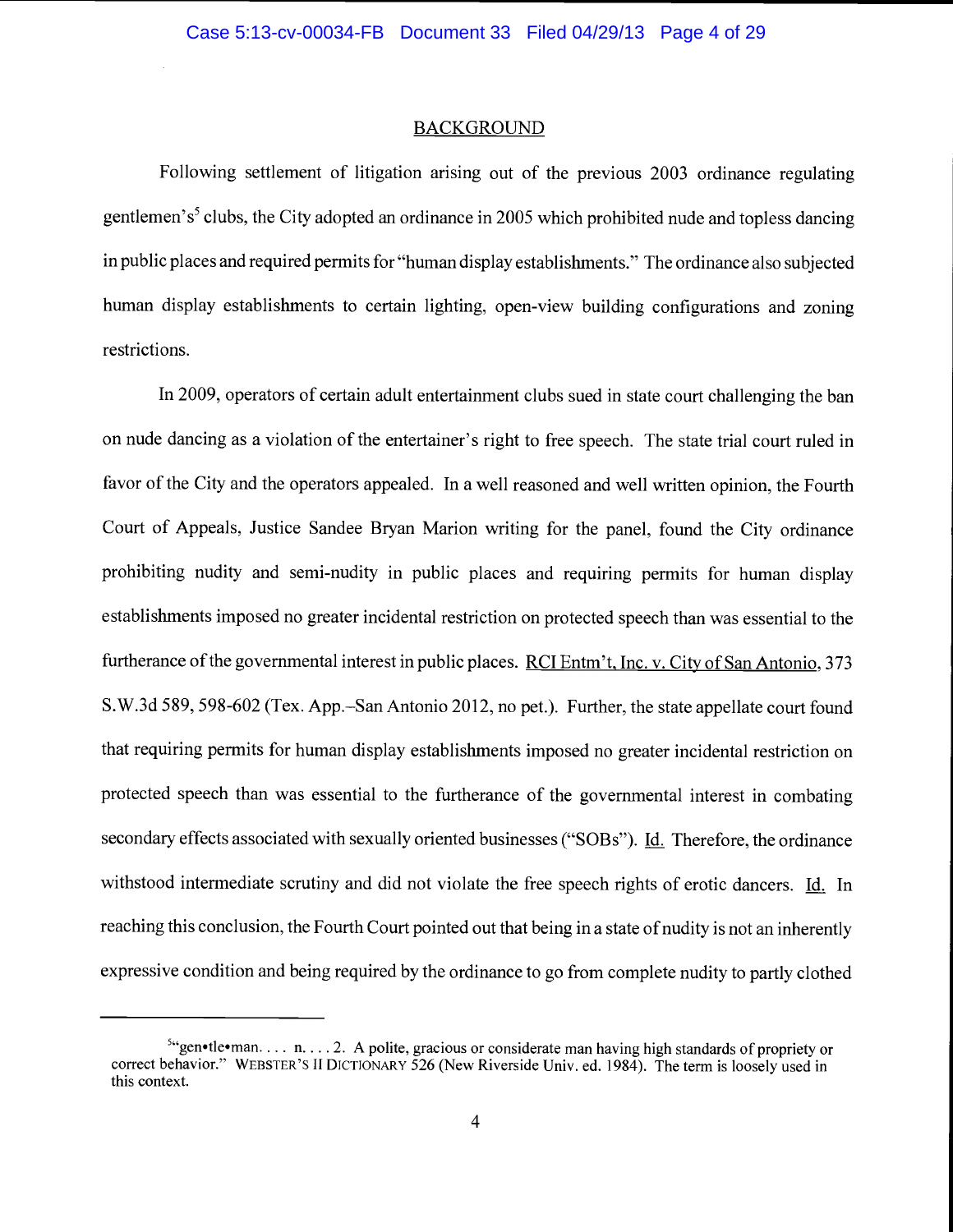## BACKGROUND

Following settlement of litigation arising out of the previous 2003 ordinance regulating gentlemen's[5] clubs, the City adopted an ordinance in 2005 which prohibited nude and topless dancing in public places and required permits for "human display establishments." The ordinance also subjected human display establishments to certain lighting, open-view building configurations and zoning restrictions.

In 2009, operators of certain adult entertainment clubs sued in state court challenging the ban on nude dancing as a violation of the entertainer's right to free speech. The state trial court ruled in favor of the City and the operators appealed. In a well reasoned and well written opinion, the Fourth Court of Appeals, Justice Sandee Bryan Marion writing for the panel, found the City ordinance prohibiting nudity and semi-nudity in public places and requiring permits for human display establishments imposed no greater incidental restriction on protected speech than was essential to the furtherance of the governmental interest in public places. RCI Entm't, Inc. v. City of San Antonio, 373 S.W.3d 589, 598-602 (Tex. App.–San Antonio 2012, no pet.). Further, the state appellate court found that requiring permits for human display establishments imposed no greater incidental restriction on protected speech than was essential to the furtherance of the governmental interest in combating secondary effects associated with sexually oriented businesses ("SOBs"). Id. Therefore, the ordinance withstood intermediate scrutiny and did not violate the free speech rights of erotic dancers. Id. In reaching this conclusion, the Fourth Court pointed out that being in a state of nudity is not an inherently expressive condition and being required by the ordinance to go from complete nudity to partly clothed

---

[5] "gen•tle•man. . . . n. . . . 2. A polite, gracious or considerate man having high standards of propriety or correct behavior." WEBSTER'S II DICTIONARY 526 (New Riverside Univ. ed. 1984). The term is loosely used in this context.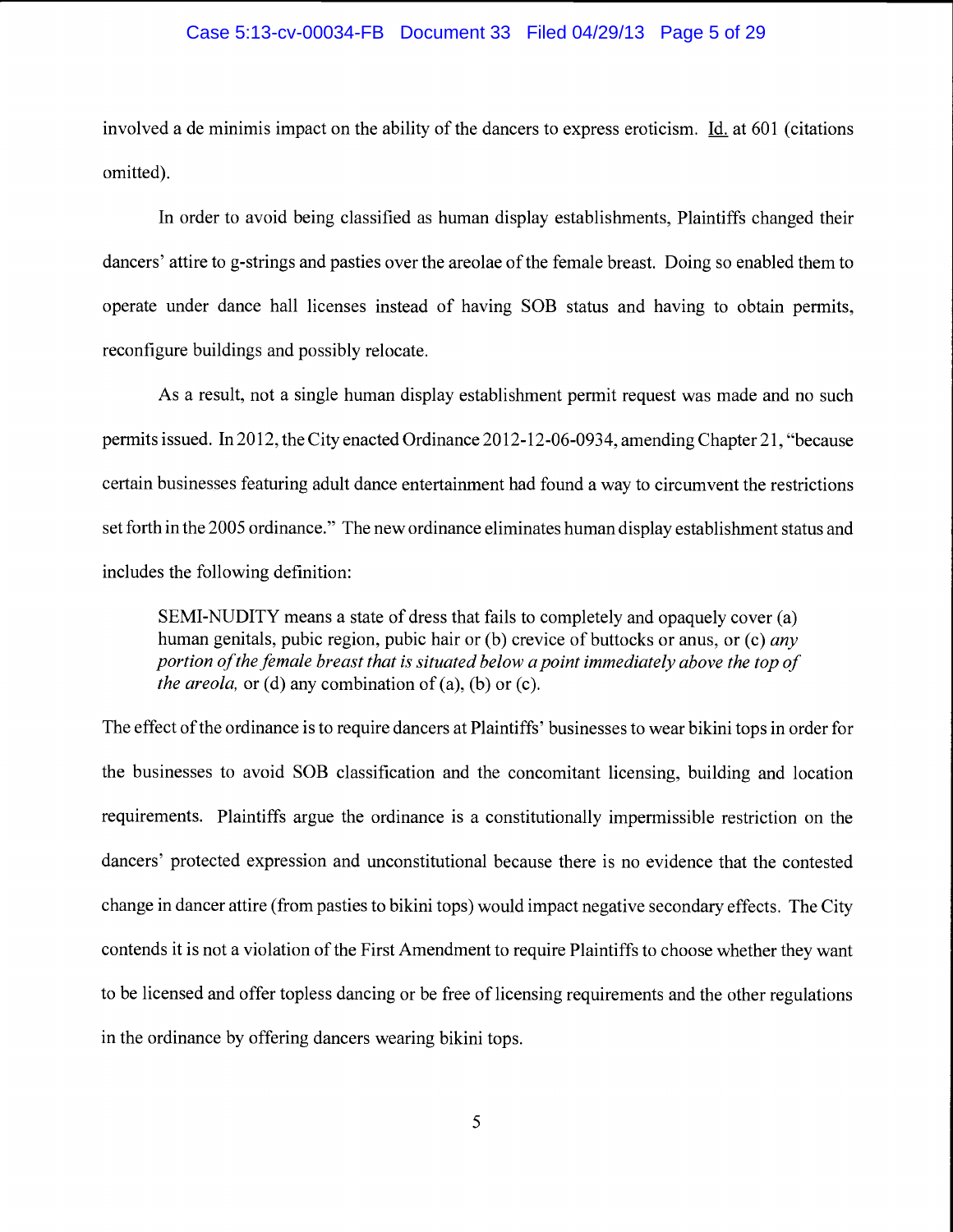involved a de minimis impact on the ability of the dancers to express eroticism. Id. at 601 (citations omitted).

In order to avoid being classified as human display establishments, Plaintiffs changed their dancers' attire to g-strings and pasties over the areolae of the female breast. Doing so enabled them to operate under dance hall licenses instead of having SOB status and having to obtain permits, reconfigure buildings and possibly relocate.

As a result, not a single human display establishment permit request was made and no such permits issued. In 2012, the City enacted Ordinance 2012-12-06-0934, amending Chapter 21, "because certain businesses featuring adult dance entertainment had found a way to circumvent the restrictions set forth in the 2005 ordinance." The new ordinance eliminates human display establishment status and includes the following definition:

> SEMI-NUDITY means a state of dress that fails to completely and opaquely cover (a) human genitals, pubic region, pubic hair or (b) crevice of buttocks or anus, or (c) *any portion of the female breast that is situated below a point immediately above the top of the areola,* or (d) any combination of (a), (b) or (c).

The effect of the ordinance is to require dancers at Plaintiffs' businesses to wear bikini tops in order for the businesses to avoid SOB classification and the concomitant licensing, building and location requirements. Plaintiffs argue the ordinance is a constitutionally impermissible restriction on the dancers' protected expression and unconstitutional because there is no evidence that the contested change in dancer attire (from pasties to bikini tops) would impact negative secondary effects. The City contends it is not a violation of the First Amendment to require Plaintiffs to choose whether they want to be licensed and offer topless dancing or be free of licensing requirements and the other regulations in the ordinance by offering dancers wearing bikini tops.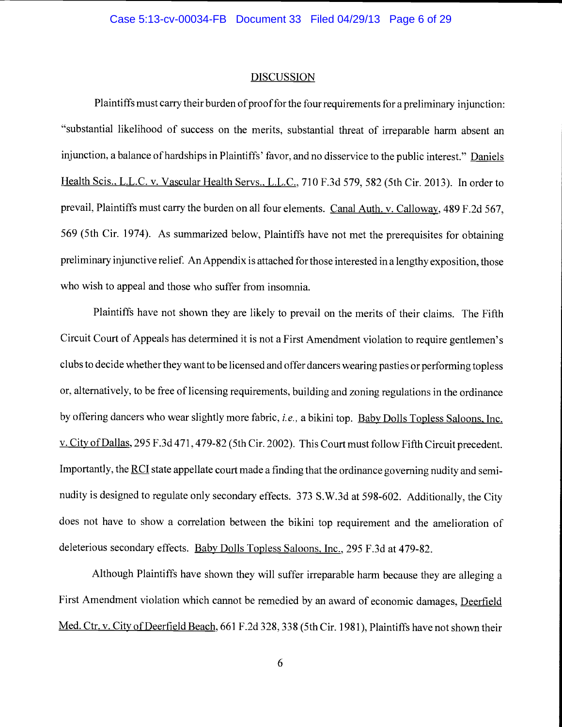## DISCUSSION

Plaintiffs must carry their burden of proof for the four requirements for a preliminary injunction: "substantial likelihood of success on the merits, substantial threat of irreparable harm absent an injunction, a balance of hardships in Plaintiffs' favor, and no disservice to the public interest." Daniels Health Scis., L.L.C. v. Vascular Health Servs., L.L.C., 710 F.3d 579, 582 (5th Cir. 2013). In order to prevail, Plaintiffs must carry the burden on all four elements. Canal Auth. v. Calloway, 489 F.2d 567, 569 (5th Cir. 1974). As summarized below, Plaintiffs have not met the prerequisites for obtaining preliminary injunctive relief. An Appendix is attached for those interested in a lengthy exposition, those who wish to appeal and those who suffer from insomnia.

Plaintiffs have not shown they are likely to prevail on the merits of their claims. The Fifth Circuit Court of Appeals has determined it is not a First Amendment violation to require gentlemen's clubs to decide whether they want to be licensed and offer dancers wearing pasties or performing topless or, alternatively, to be free of licensing requirements, building and zoning regulations in the ordinance by offering dancers who wear slightly more fabric, *i.e.,* a bikini top. Baby Dolls Topless Saloons, Inc. v. City of Dallas, 295 F.3d 471, 479-82 (5th Cir. 2002). This Court must follow Fifth Circuit precedent. Importantly, the RCI state appellate court made a finding that the ordinance governing nudity and semi-nudity is designed to regulate only secondary effects. 373 S.W.3d at 598-602. Additionally, the City does not have to show a correlation between the bikini top requirement and the amelioration of deleterious secondary effects. Baby Dolls Topless Saloons, Inc., 295 F.3d at 479-82.

Although Plaintiffs have shown they will suffer irreparable harm because they are alleging a First Amendment violation which cannot be remedied by an award of economic damages, Deerfield Med. Ctr. v. City of Deerfield Beach, 661 F.2d 328, 338 (5th Cir. 1981), Plaintiffs have not shown their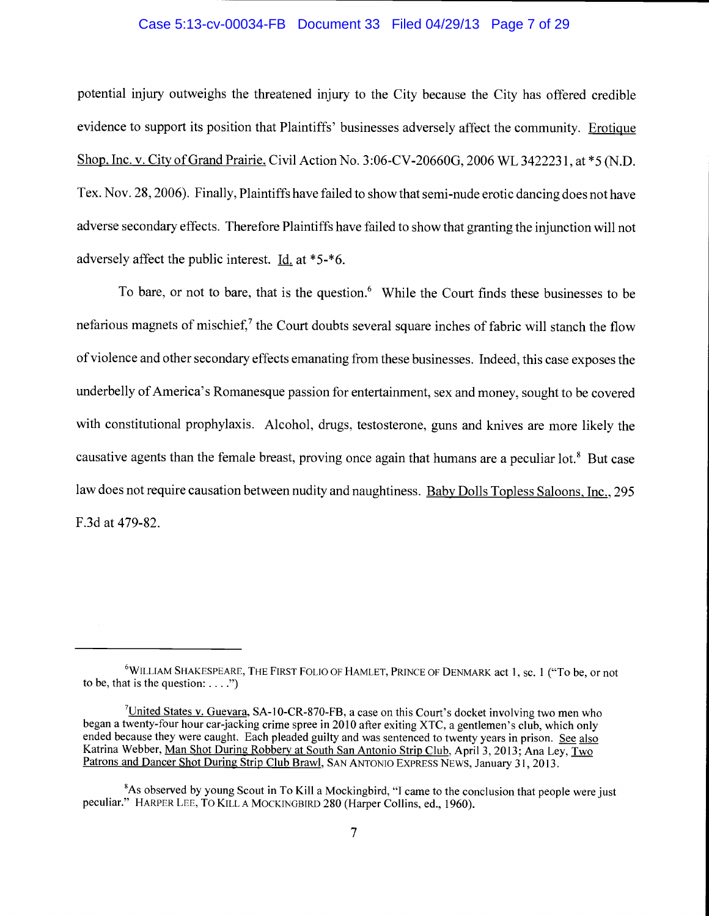potential injury outweighs the threatened injury to the City because the City has offered credible evidence to support its position that Plaintiffs' businesses adversely affect the community. Erotique Shop, Inc. v. City of Grand Prairie, Civil Action No. 3:06-CV-20660G, 2006 WL 3422231, at *5 (N.D. Tex. Nov. 28, 2006). Finally, Plaintiffs have failed to show that semi-nude erotic dancing does not have adverse secondary effects. Therefore Plaintiffs have failed to show that granting the injunction will not adversely affect the public interest. Id. at *5-*6.

To bare, or not to bare, that is the question.[6] While the Court finds these businesses to be nefarious magnets of mischief,[7] the Court doubts several square inches of fabric will stanch the flow of violence and other secondary effects emanating from these businesses. Indeed, this case exposes the underbelly of America's Romanesque passion for entertainment, sex and money, sought to be covered with constitutional prophylaxis. Alcohol, drugs, testosterone, guns and knives are more likely the causative agents than the female breast, proving once again that humans are a peculiar lot.[8] But case law does not require causation between nudity and naughtiness. Baby Dolls Topless Saloons, Inc., 295 F.3d at 479-82.

---

[6] WILLIAM SHAKESPEARE, THE FIRST FOLIO OF HAMLET, PRINCE OF DENMARK act 1, sc. 1 ("To be, or not to be, that is the question: . . . .")

[7] United States v. Guevara, SA-10-CR-870-FB, a case on this Court's docket involving two men who began a twenty-four hour car-jacking crime spree in 2010 after exiting XTC, a gentlemen's club, which only ended because they were caught. Each pleaded guilty and was sentenced to twenty years in prison. See also Katrina Webber, Man Shot During Robbery at South San Antonio Strip Club, April 3, 2013; Ana Ley, Two Patrons and Dancer Shot During Strip Club Brawl, SAN ANTONIO EXPRESS NEWS, January 31, 2013.

[8] As observed by young Scout in To Kill a Mockingbird, "I came to the conclusion that people were just peculiar." HARPER LEE, TO KILL A MOCKINGBIRD 280 (Harper Collins, ed., 1960).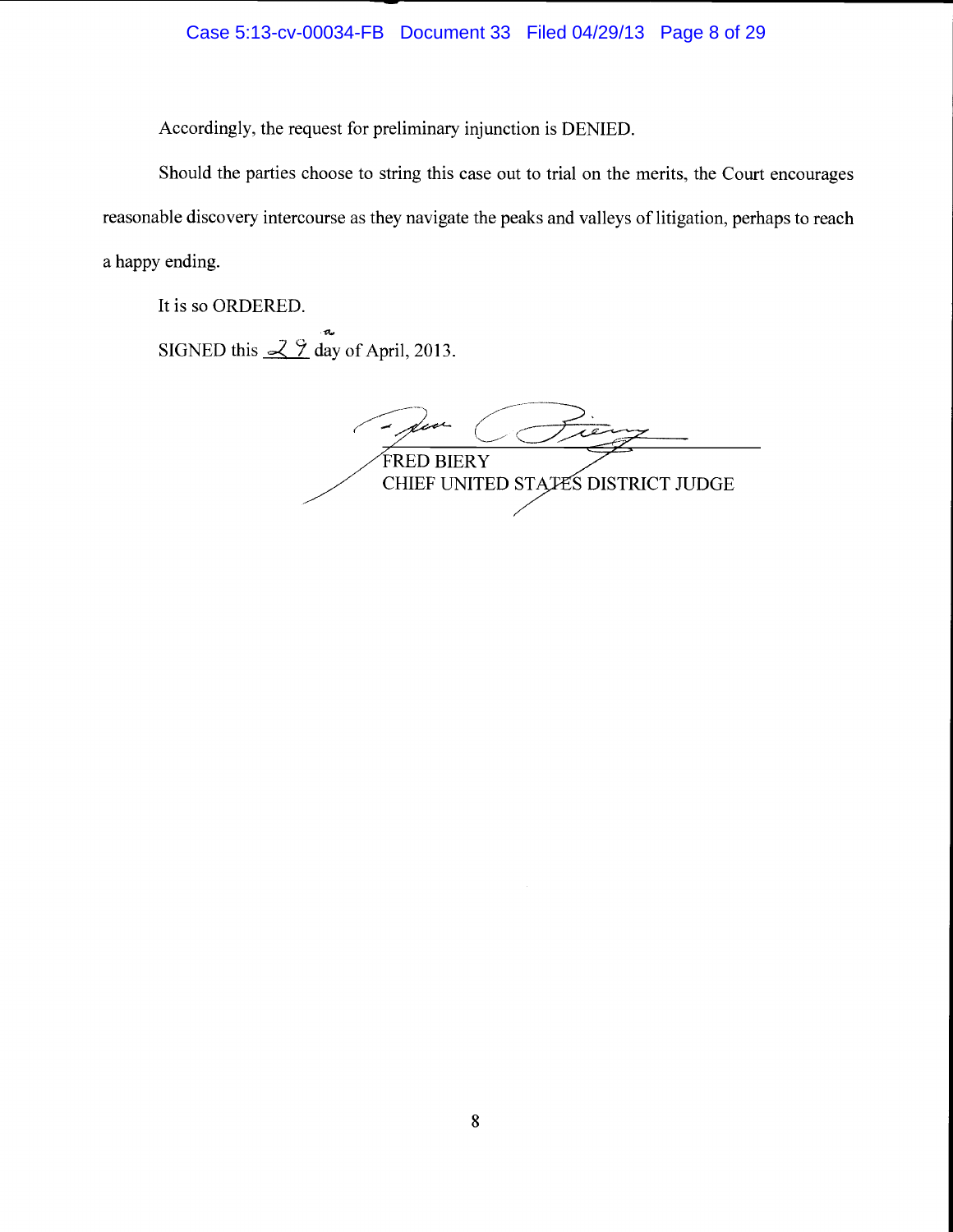Accordingly, the request for preliminary injunction is DENIED.

Should the parties choose to string this case out to trial on the merits, the Court encourages reasonable discovery intercourse as they navigate the peaks and valleys of litigation, perhaps to reach a happy ending.

It is so ORDERED.

SIGNED this 29th day of April, 2013.

FRED BIERY
CHIEF UNITED STATES DISTRICT JUDGE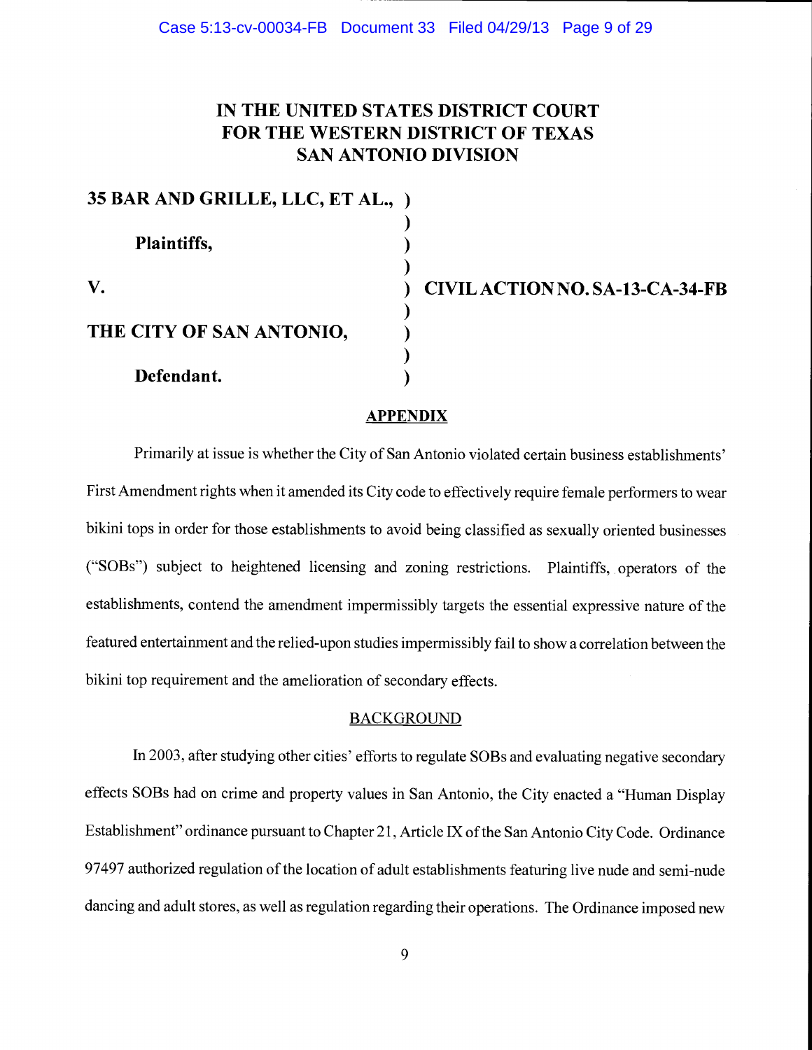**IN THE UNITED STATES DISTRICT COURT**
**FOR THE WESTERN DISTRICT OF TEXAS**
**SAN ANTONIO DIVISION**

**35 BAR AND GRILLE, LLC, ET AL.,** )
)
**Plaintiffs,** )
)
**V.** ) **CIVIL ACTION NO. SA-13-CA-34-FB**
)
**THE CITY OF SAN ANTONIO,** )
)
**Defendant.** )

## APPENDIX

Primarily at issue is whether the City of San Antonio violated certain business establishments' First Amendment rights when it amended its City code to effectively require female performers to wear bikini tops in order for those establishments to avoid being classified as sexually oriented businesses ("SOBs") subject to heightened licensing and zoning restrictions. Plaintiffs, operators of the establishments, contend the amendment impermissibly targets the essential expressive nature of the featured entertainment and the relied-upon studies impermissibly fail to show a correlation between the bikini top requirement and the amelioration of secondary effects.

### BACKGROUND

In 2003, after studying other cities' efforts to regulate SOBs and evaluating negative secondary effects SOBs had on crime and property values in San Antonio, the City enacted a "Human Display Establishment" ordinance pursuant to Chapter 21, Article IX of the San Antonio City Code. Ordinance 97497 authorized regulation of the location of adult establishments featuring live nude and semi-nude dancing and adult stores, as well as regulation regarding their operations. The Ordinance imposed new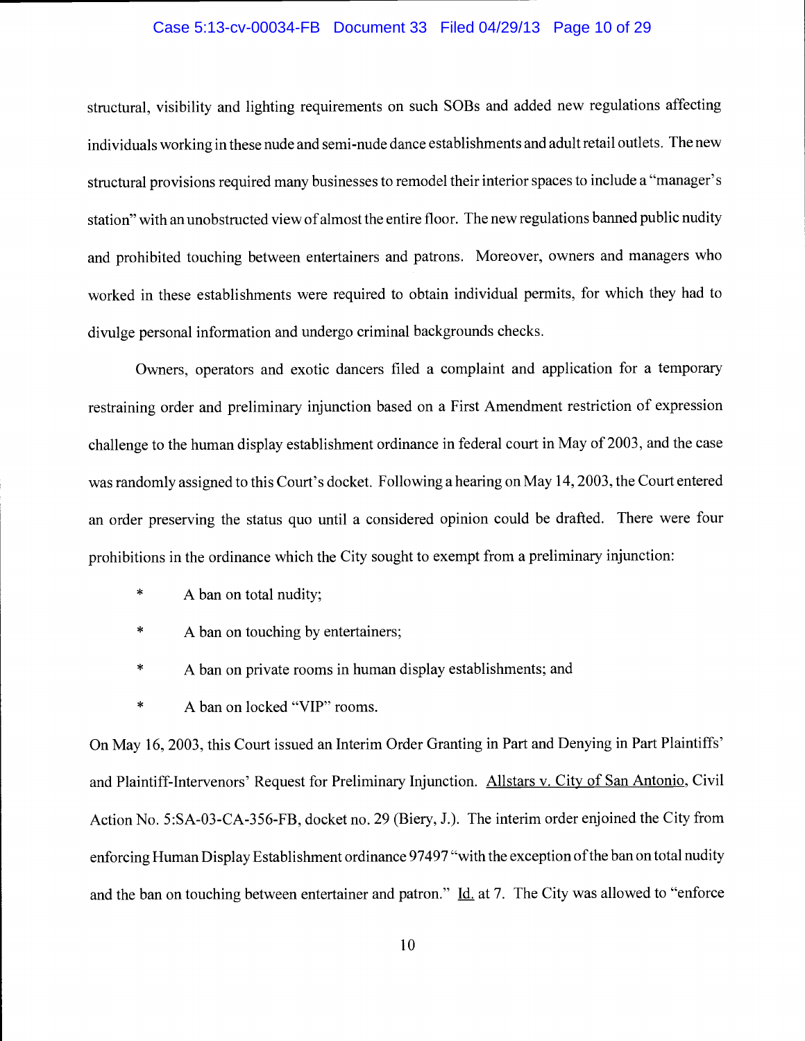structural, visibility and lighting requirements on such SOBs and added new regulations affecting individuals working in these nude and semi-nude dance establishments and adult retail outlets. The new structural provisions required many businesses to remodel their interior spaces to include a "manager's station" with an unobstructed view of almost the entire floor. The new regulations banned public nudity and prohibited touching between entertainers and patrons. Moreover, owners and managers who worked in these establishments were required to obtain individual permits, for which they had to divulge personal information and undergo criminal backgrounds checks.

Owners, operators and exotic dancers filed a complaint and application for a temporary restraining order and preliminary injunction based on a First Amendment restriction of expression challenge to the human display establishment ordinance in federal court in May of 2003, and the case was randomly assigned to this Court's docket. Following a hearing on May 14, 2003, the Court entered an order preserving the status quo until a considered opinion could be drafted. There were four prohibitions in the ordinance which the City sought to exempt from a preliminary injunction:

* A ban on total nudity;
* A ban on touching by entertainers;
* A ban on private rooms in human display establishments; and
* A ban on locked "VIP" rooms.

On May 16, 2003, this Court issued an Interim Order Granting in Part and Denying in Part Plaintiffs' and Plaintiff-Intervenors' Request for Preliminary Injunction. Allstars v. City of San Antonio, Civil Action No. 5:SA-03-CA-356-FB, docket no. 29 (Biery, J.). The interim order enjoined the City from enforcing Human Display Establishment ordinance 97497 "with the exception of the ban on total nudity and the ban on touching between entertainer and patron." Id. at 7. The City was allowed to "enforce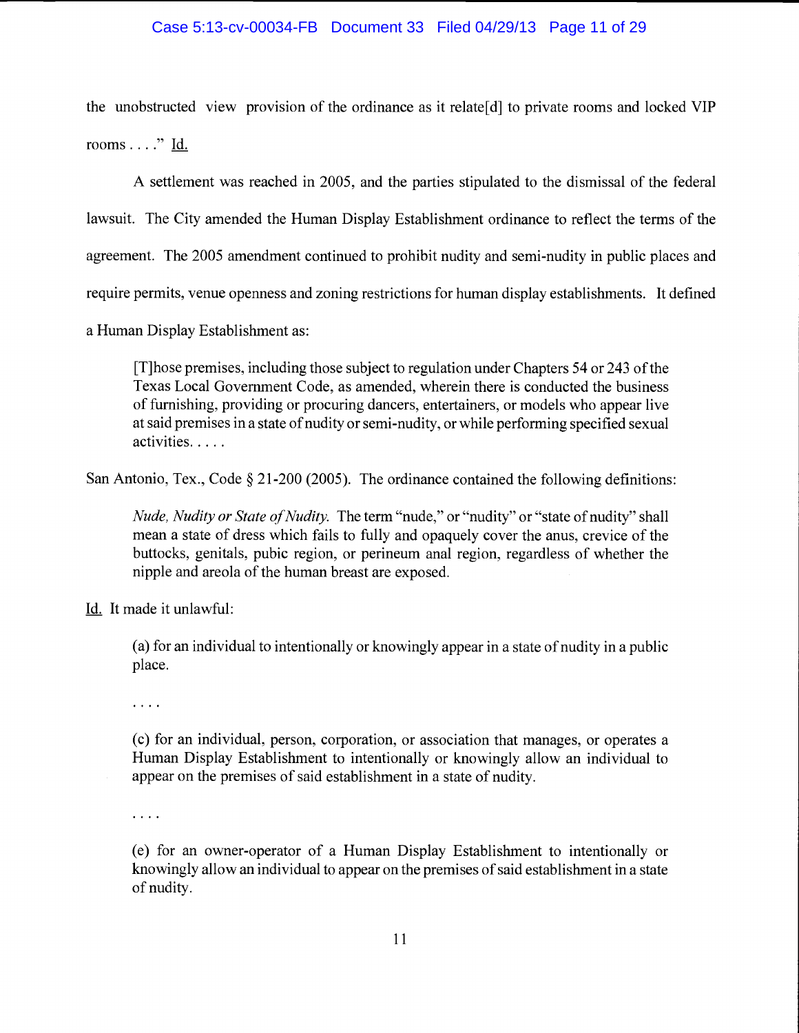the unobstructed view provision of the ordinance as it relate[d] to private rooms and locked VIP rooms . . . ." Id.

A settlement was reached in 2005, and the parties stipulated to the dismissal of the federal lawsuit. The City amended the Human Display Establishment ordinance to reflect the terms of the agreement. The 2005 amendment continued to prohibit nudity and semi-nudity in public places and require permits, venue openness and zoning restrictions for human display establishments. It defined a Human Display Establishment as:

> [T]hose premises, including those subject to regulation under Chapters 54 or 243 of the Texas Local Government Code, as amended, wherein there is conducted the business of furnishing, providing or procuring dancers, entertainers, or models who appear live at said premises in a state of nudity or semi-nudity, or while performing specified sexual activities. . . . .

San Antonio, Tex., Code § 21-200 (2005). The ordinance contained the following definitions:

> *Nude, Nudity or State of Nudity.* The term "nude," or "nudity" or "state of nudity" shall mean a state of dress which fails to fully and opaquely cover the anus, crevice of the buttocks, genitals, pubic region, or perineum anal region, regardless of whether the nipple and areola of the human breast are exposed.

Id. It made it unlawful:

> (a) for an individual to intentionally or knowingly appear in a state of nudity in a public place.
>
> . . . .
>
> (c) for an individual, person, corporation, or association that manages, or operates a Human Display Establishment to intentionally or knowingly allow an individual to appear on the premises of said establishment in a state of nudity.
>
> . . . .
>
> (e) for an owner-operator of a Human Display Establishment to intentionally or knowingly allow an individual to appear on the premises of said establishment in a state of nudity.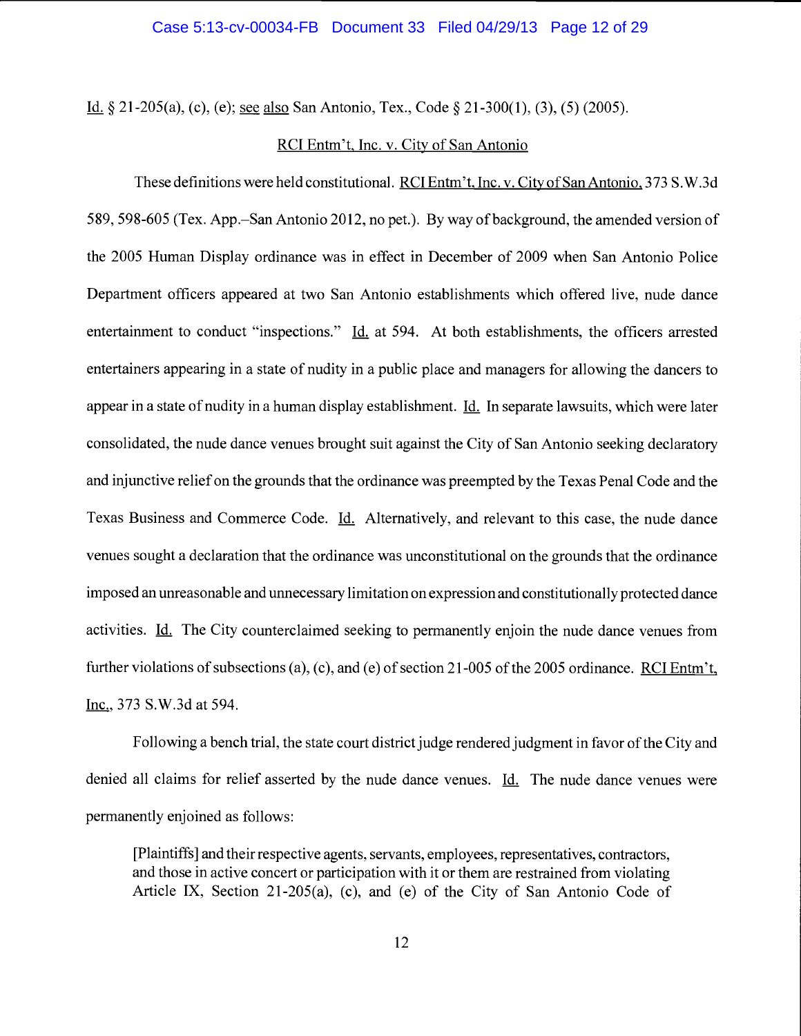Id. § 21-205(a), (c), (e); see also San Antonio, Tex., Code § 21-300(1), (3), (5) (2005).

RCI Entm't, Inc. v. City of San Antonio

These definitions were held constitutional. RCI Entm't, Inc. v. City of San Antonio, 373 S.W.3d 589, 598-605 (Tex. App.–San Antonio 2012, no pet.). By way of background, the amended version of the 2005 Human Display ordinance was in effect in December of 2009 when San Antonio Police Department officers appeared at two San Antonio establishments which offered live, nude dance entertainment to conduct "inspections." Id. at 594. At both establishments, the officers arrested entertainers appearing in a state of nudity in a public place and managers for allowing the dancers to appear in a state of nudity in a human display establishment. Id. In separate lawsuits, which were later consolidated, the nude dance venues brought suit against the City of San Antonio seeking declaratory and injunctive relief on the grounds that the ordinance was preempted by the Texas Penal Code and the Texas Business and Commerce Code. Id. Alternatively, and relevant to this case, the nude dance venues sought a declaration that the ordinance was unconstitutional on the grounds that the ordinance imposed an unreasonable and unnecessary limitation on expression and constitutionally protected dance activities. Id. The City counterclaimed seeking to permanently enjoin the nude dance venues from further violations of subsections (a), (c), and (e) of section 21-005 of the 2005 ordinance. RCI Entm't, Inc., 373 S.W.3d at 594.

Following a bench trial, the state court district judge rendered judgment in favor of the City and denied all claims for relief asserted by the nude dance venues. Id. The nude dance venues were permanently enjoined as follows:

> [Plaintiffs] and their respective agents, servants, employees, representatives, contractors, and those in active concert or participation with it or them are restrained from violating Article IX, Section 21-205(a), (c), and (e) of the City of San Antonio Code of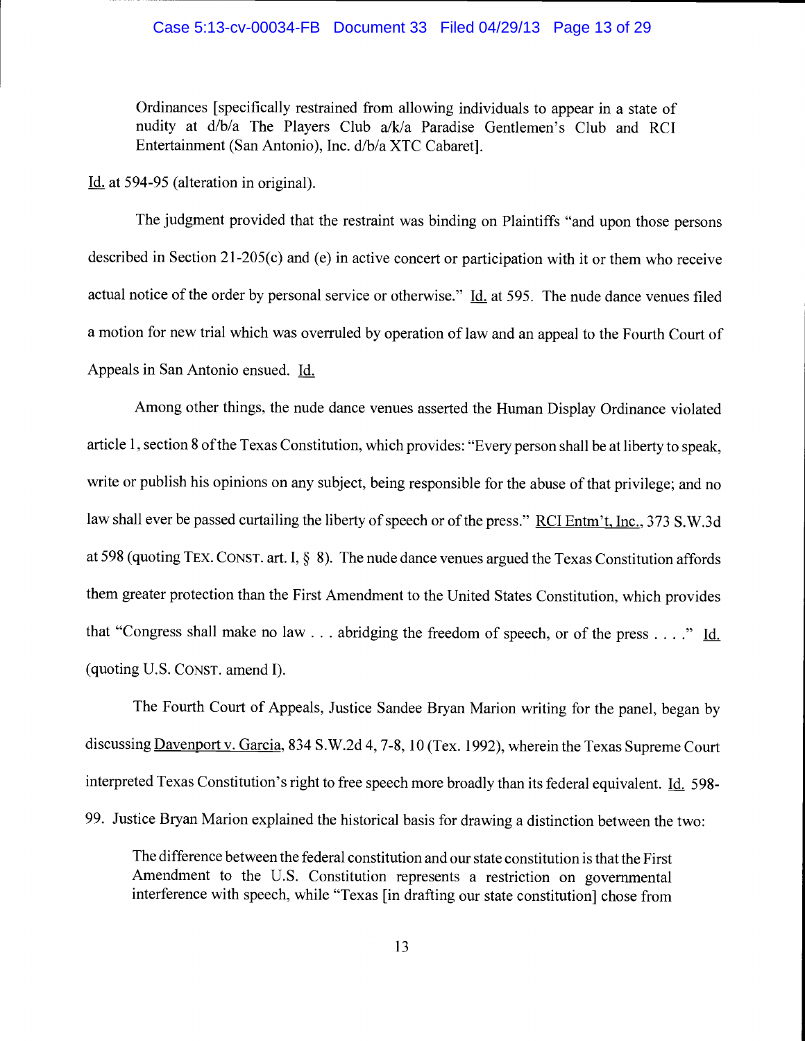> Ordinances [specifically restrained from allowing individuals to appear in a state of nudity at d/b/a The Players Club a/k/a Paradise Gentlemen's Club and RCI Entertainment (San Antonio), Inc. d/b/a XTC Cabaret].

Id. at 594-95 (alteration in original).

The judgment provided that the restraint was binding on Plaintiffs "and upon those persons described in Section 21-205(c) and (e) in active concert or participation with it or them who receive actual notice of the order by personal service or otherwise." Id. at 595. The nude dance venues filed a motion for new trial which was overruled by operation of law and an appeal to the Fourth Court of Appeals in San Antonio ensued. Id.

Among other things, the nude dance venues asserted the Human Display Ordinance violated article 1, section 8 of the Texas Constitution, which provides: "Every person shall be at liberty to speak, write or publish his opinions on any subject, being responsible for the abuse of that privilege; and no law shall ever be passed curtailing the liberty of speech or of the press." RCI Entm't, Inc., 373 S.W.3d at 598 (quoting TEX. CONST. art. I, § 8). The nude dance venues argued the Texas Constitution affords them greater protection than the First Amendment to the United States Constitution, which provides that "Congress shall make no law . . . abridging the freedom of speech, or of the press . . . ." Id. (quoting U.S. CONST. amend I).

The Fourth Court of Appeals, Justice Sandee Bryan Marion writing for the panel, began by discussing Davenport v. Garcia, 834 S.W.2d 4, 7-8, 10 (Tex. 1992), wherein the Texas Supreme Court interpreted Texas Constitution's right to free speech more broadly than its federal equivalent. Id. 598-99. Justice Bryan Marion explained the historical basis for drawing a distinction between the two:

> The difference between the federal constitution and our state constitution is that the First Amendment to the U.S. Constitution represents a restriction on governmental interference with speech, while "Texas [in drafting our state constitution] chose from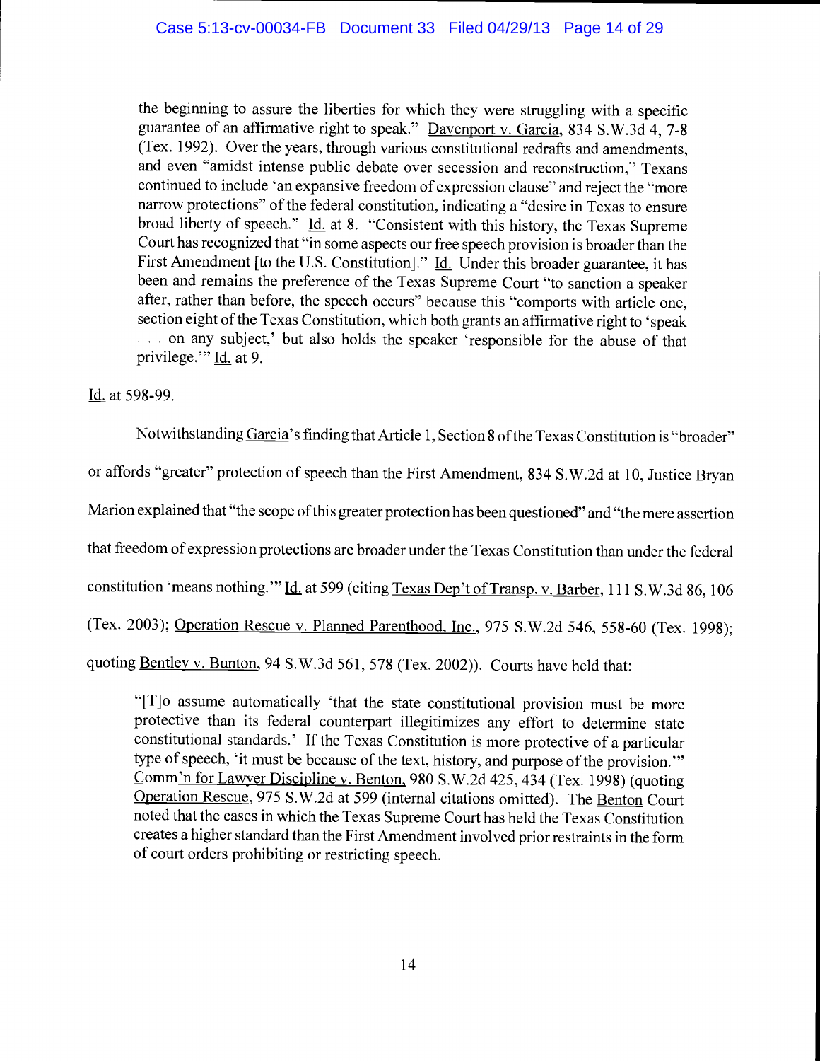> the beginning to assure the liberties for which they were struggling with a specific guarantee of an affirmative right to speak." Davenport v. Garcia, 834 S.W.3d 4, 7-8 (Tex. 1992). Over the years, through various constitutional redrafts and amendments, and even "amidst intense public debate over secession and reconstruction," Texans continued to include 'an expansive freedom of expression clause" and reject the "more narrow protections" of the federal constitution, indicating a "desire in Texas to ensure broad liberty of speech." Id. at 8. "Consistent with this history, the Texas Supreme Court has recognized that "in some aspects our free speech provision is broader than the First Amendment [to the U.S. Constitution]." Id. Under this broader guarantee, it has been and remains the preference of the Texas Supreme Court "to sanction a speaker after, rather than before, the speech occurs" because this "comports with article one, section eight of the Texas Constitution, which both grants an affirmative right to 'speak . . . on any subject,' but also holds the speaker 'responsible for the abuse of that privilege.'" Id. at 9.

Id. at 598-99.

Notwithstanding Garcia's finding that Article 1, Section 8 of the Texas Constitution is "broader" or affords "greater" protection of speech than the First Amendment, 834 S.W.2d at 10, Justice Bryan Marion explained that "the scope of this greater protection has been questioned" and "the mere assertion that freedom of expression protections are broader under the Texas Constitution than under the federal constitution 'means nothing.'" Id. at 599 (citing Texas Dep't of Transp. v. Barber, 111 S.W.3d 86, 106 (Tex. 2003); Operation Rescue v. Planned Parenthood, Inc., 975 S.W.2d 546, 558-60 (Tex. 1998); quoting Bentley v. Bunton, 94 S.W.3d 561, 578 (Tex. 2002)). Courts have held that:

> "[T]o assume automatically 'that the state constitutional provision must be more protective than its federal counterpart illegitimizes any effort to determine state constitutional standards.' If the Texas Constitution is more protective of a particular type of speech, 'it must be because of the text, history, and purpose of the provision.'" Comm'n for Lawyer Discipline v. Benton, 980 S.W.2d 425, 434 (Tex. 1998) (quoting Operation Rescue, 975 S.W.2d at 599 (internal citations omitted). The Benton Court noted that the cases in which the Texas Supreme Court has held the Texas Constitution creates a higher standard than the First Amendment involved prior restraints in the form of court orders prohibiting or restricting speech.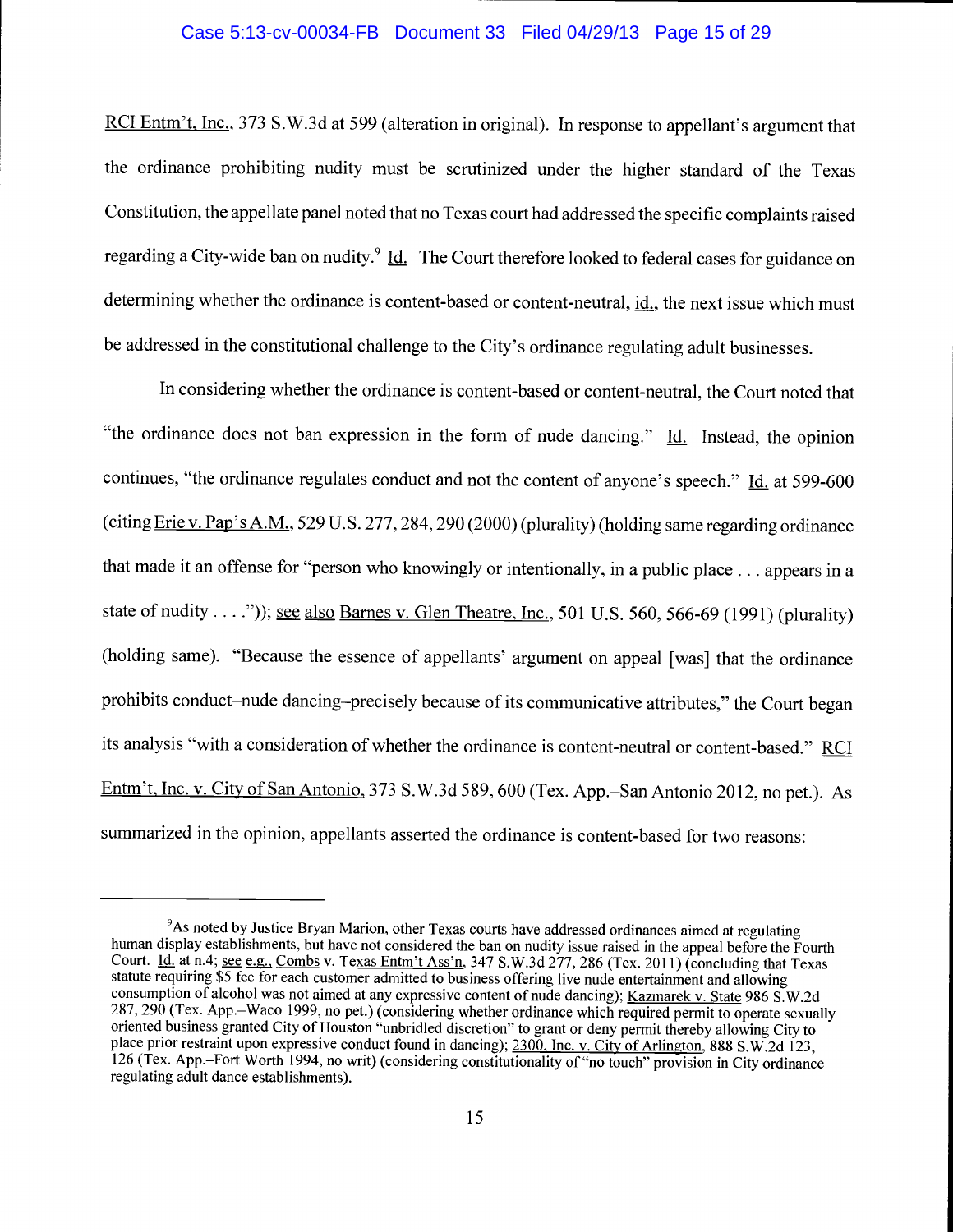RCI Entm't, Inc., 373 S.W.3d at 599 (alteration in original). In response to appellant's argument that the ordinance prohibiting nudity must be scrutinized under the higher standard of the Texas Constitution, the appellate panel noted that no Texas court had addressed the specific complaints raised regarding a City-wide ban on nudity.[9] Id. The Court therefore looked to federal cases for guidance on determining whether the ordinance is content-based or content-neutral, id., the next issue which must be addressed in the constitutional challenge to the City's ordinance regulating adult businesses.

In considering whether the ordinance is content-based or content-neutral, the Court noted that "the ordinance does not ban expression in the form of nude dancing." Id. Instead, the opinion continues, "the ordinance regulates conduct and not the content of anyone's speech." Id. at 599-600 (citing Erie v. Pap's A.M., 529 U.S. 277, 284, 290 (2000) (plurality) (holding same regarding ordinance that made it an offense for "person who knowingly or intentionally, in a public place . . . appears in a state of nudity . . . .")); see also Barnes v. Glen Theatre, Inc., 501 U.S. 560, 566-69 (1991) (plurality) (holding same). "Because the essence of appellants' argument on appeal [was] that the ordinance prohibits conduct–nude dancing–precisely because of its communicative attributes," the Court began its analysis "with a consideration of whether the ordinance is content-neutral or content-based." RCI Entm't, Inc. v. City of San Antonio, 373 S.W.3d 589, 600 (Tex. App.–San Antonio 2012, no pet.). As summarized in the opinion, appellants asserted the ordinance is content-based for two reasons:

---

[9] As noted by Justice Bryan Marion, other Texas courts have addressed ordinances aimed at regulating human display establishments, but have not considered the ban on nudity issue raised in the appeal before the Fourth Court. Id. at n.4; see e.g., Combs v. Texas Entm't Ass'n, 347 S.W.3d 277, 286 (Tex. 2011) (concluding that Texas statute requiring $5 fee for each customer admitted to business offering live nude entertainment and allowing consumption of alcohol was not aimed at any expressive content of nude dancing); Kazmarek v. State 986 S.W.2d 287, 290 (Tex. App.–Waco 1999, no pet.) (considering whether ordinance which required permit to operate sexually oriented business granted City of Houston "unbridled discretion" to grant or deny permit thereby allowing City to place prior restraint upon expressive conduct found in dancing); 2300, Inc. v. City of Arlington, 888 S.W.2d 123, 126 (Tex. App.–Fort Worth 1994, no writ) (considering constitutionality of "no touch" provision in City ordinance regulating adult dance establishments).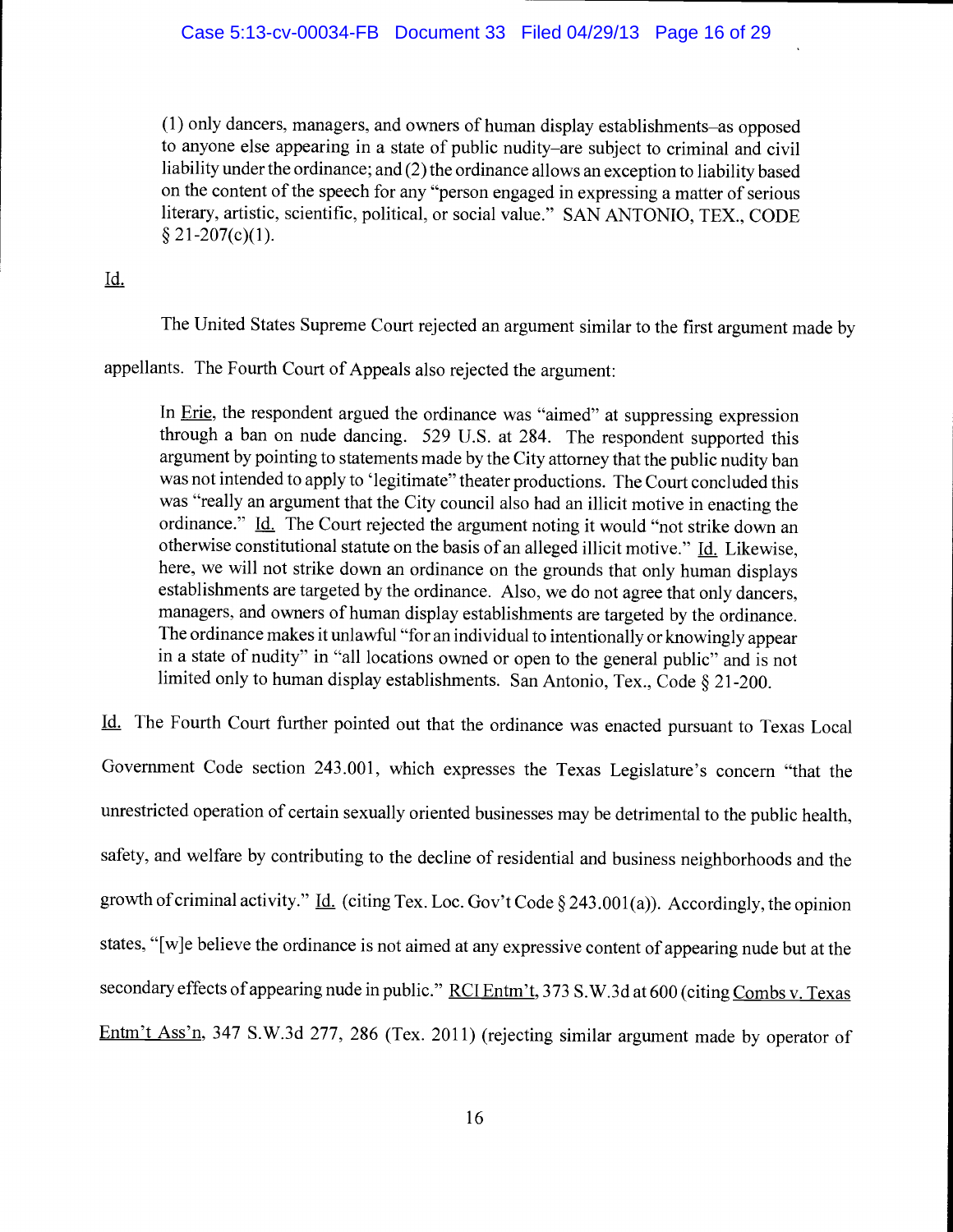> (1) only dancers, managers, and owners of human display establishments–as opposed to anyone else appearing in a state of public nudity–are subject to criminal and civil liability under the ordinance; and (2) the ordinance allows an exception to liability based on the content of the speech for any "person engaged in expressing a matter of serious literary, artistic, scientific, political, or social value." SAN ANTONIO, TEX., CODE § 21-207(c)(1).

Id.

The United States Supreme Court rejected an argument similar to the first argument made by appellants. The Fourth Court of Appeals also rejected the argument:

> In Erie, the respondent argued the ordinance was "aimed" at suppressing expression through a ban on nude dancing. 529 U.S. at 284. The respondent supported this argument by pointing to statements made by the City attorney that the public nudity ban was not intended to apply to 'legitimate" theater productions. The Court concluded this was "really an argument that the City council also had an illicit motive in enacting the ordinance." Id. The Court rejected the argument noting it would "not strike down an otherwise constitutional statute on the basis of an alleged illicit motive." Id. Likewise, here, we will not strike down an ordinance on the grounds that only human displays establishments are targeted by the ordinance. Also, we do not agree that only dancers, managers, and owners of human display establishments are targeted by the ordinance. The ordinance makes it unlawful "for an individual to intentionally or knowingly appear in a state of nudity" in "all locations owned or open to the general public" and is not limited only to human display establishments. San Antonio, Tex., Code § 21-200.

Id. The Fourth Court further pointed out that the ordinance was enacted pursuant to Texas Local Government Code section 243.001, which expresses the Texas Legislature's concern "that the unrestricted operation of certain sexually oriented businesses may be detrimental to the public health, safety, and welfare by contributing to the decline of residential and business neighborhoods and the growth of criminal activity." Id. (citing Tex. Loc. Gov't Code § 243.001(a)). Accordingly, the opinion states, "[w]e believe the ordinance is not aimed at any expressive content of appearing nude but at the secondary effects of appearing nude in public." RCI Entm't, 373 S.W.3d at 600 (citing Combs v. Texas Entm't Ass'n, 347 S.W.3d 277, 286 (Tex. 2011) (rejecting similar argument made by operator of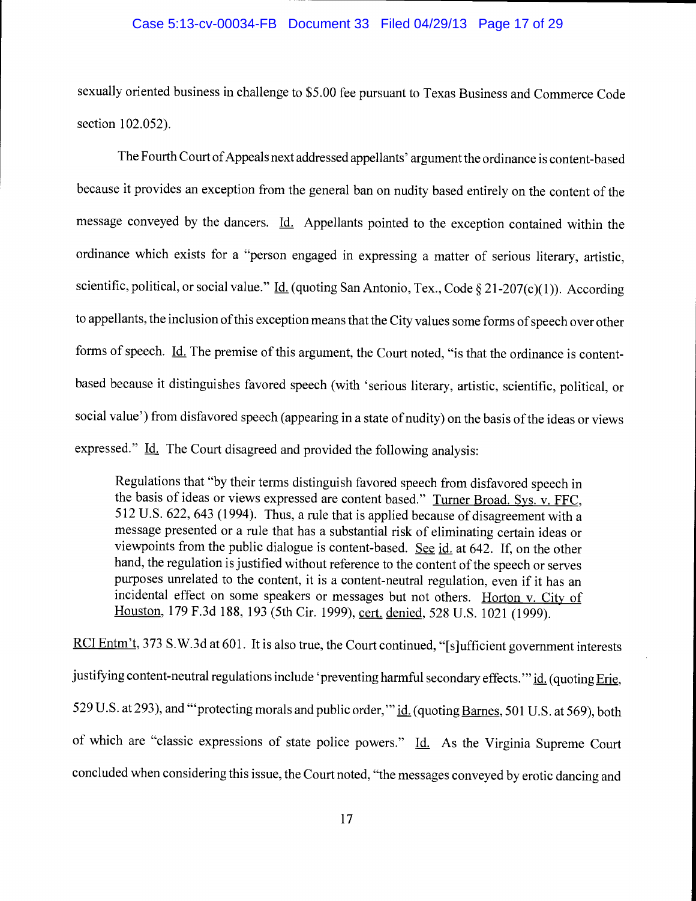sexually oriented business in challenge to $5.00 fee pursuant to Texas Business and Commerce Code section 102.052).

The Fourth Court of Appeals next addressed appellants' argument the ordinance is content-based because it provides an exception from the general ban on nudity based entirely on the content of the message conveyed by the dancers. Id. Appellants pointed to the exception contained within the ordinance which exists for a "person engaged in expressing a matter of serious literary, artistic, scientific, political, or social value." Id. (quoting San Antonio, Tex., Code § 21-207(c)(1)). According to appellants, the inclusion of this exception means that the City values some forms of speech over other forms of speech. Id. The premise of this argument, the Court noted, "is that the ordinance is content-based because it distinguishes favored speech (with 'serious literary, artistic, scientific, political, or social value') from disfavored speech (appearing in a state of nudity) on the basis of the ideas or views expressed." Id. The Court disagreed and provided the following analysis:

> Regulations that "by their terms distinguish favored speech from disfavored speech in the basis of ideas or views expressed are content based." Turner Broad. Sys. v. FFC, 512 U.S. 622, 643 (1994). Thus, a rule that is applied because of disagreement with a message presented or a rule that has a substantial risk of eliminating certain ideas or viewpoints from the public dialogue is content-based. See id. at 642. If, on the other hand, the regulation is justified without reference to the content of the speech or serves purposes unrelated to the content, it is a content-neutral regulation, even if it has an incidental effect on some speakers or messages but not others. Horton v. City of Houston, 179 F.3d 188, 193 (5th Cir. 1999), cert. denied, 528 U.S. 1021 (1999).

RCI Entm't, 373 S.W.3d at 601. It is also true, the Court continued, "[s]ufficient government interests justifying content-neutral regulations include 'preventing harmful secondary effects.'" id. (quoting Erie, 529 U.S. at 293), and "'protecting morals and public order,'" id. (quoting Barnes, 501 U.S. at 569), both of which are "classic expressions of state police powers." Id. As the Virginia Supreme Court concluded when considering this issue, the Court noted, "the messages conveyed by erotic dancing and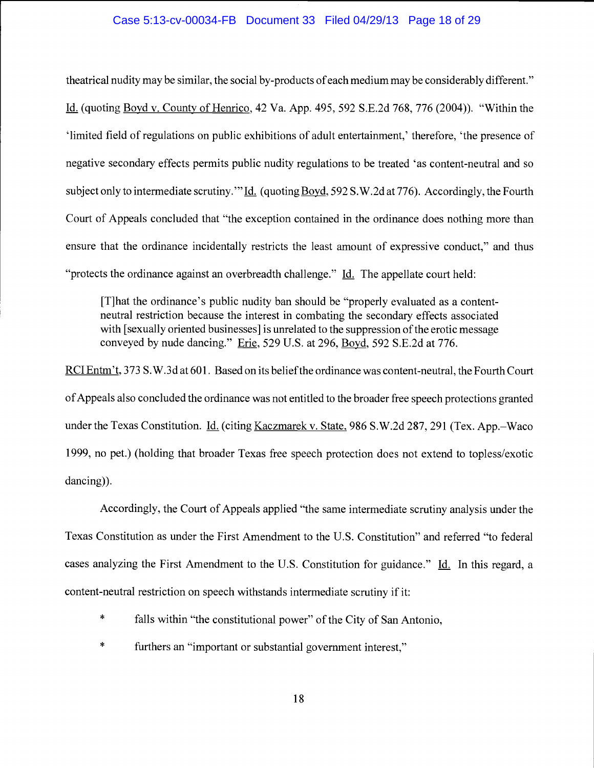theatrical nudity may be similar, the social by-products of each medium may be considerably different." Id. (quoting Boyd v. County of Henrico, 42 Va. App. 495, 592 S.E.2d 768, 776 (2004)). "Within the 'limited field of regulations on public exhibitions of adult entertainment,' therefore, 'the presence of negative secondary effects permits public nudity regulations to be treated 'as content-neutral and so subject only to intermediate scrutiny.'" Id. (quoting Boyd, 592 S.W.2d at 776). Accordingly, the Fourth Court of Appeals concluded that "the exception contained in the ordinance does nothing more than ensure that the ordinance incidentally restricts the least amount of expressive conduct," and thus "protects the ordinance against an overbreadth challenge." Id. The appellate court held:

> [T]hat the ordinance's public nudity ban should be "properly evaluated as a content-neutral restriction because the interest in combating the secondary effects associated with [sexually oriented businesses] is unrelated to the suppression of the erotic message conveyed by nude dancing." Erie, 529 U.S. at 296, Boyd, 592 S.E.2d at 776.

RCI Entm't, 373 S.W.3d at 601. Based on its belief the ordinance was content-neutral, the Fourth Court of Appeals also concluded the ordinance was not entitled to the broader free speech protections granted under the Texas Constitution. Id. (citing Kaczmarek v. State, 986 S.W.2d 287, 291 (Tex. App.–Waco 1999, no pet.) (holding that broader Texas free speech protection does not extend to topless/exotic dancing)).

Accordingly, the Court of Appeals applied "the same intermediate scrutiny analysis under the Texas Constitution as under the First Amendment to the U.S. Constitution" and referred "to federal cases analyzing the First Amendment to the U.S. Constitution for guidance." Id. In this regard, a content-neutral restriction on speech withstands intermediate scrutiny if it:

- falls within "the constitutional power" of the City of San Antonio,
- furthers an "important or substantial government interest,"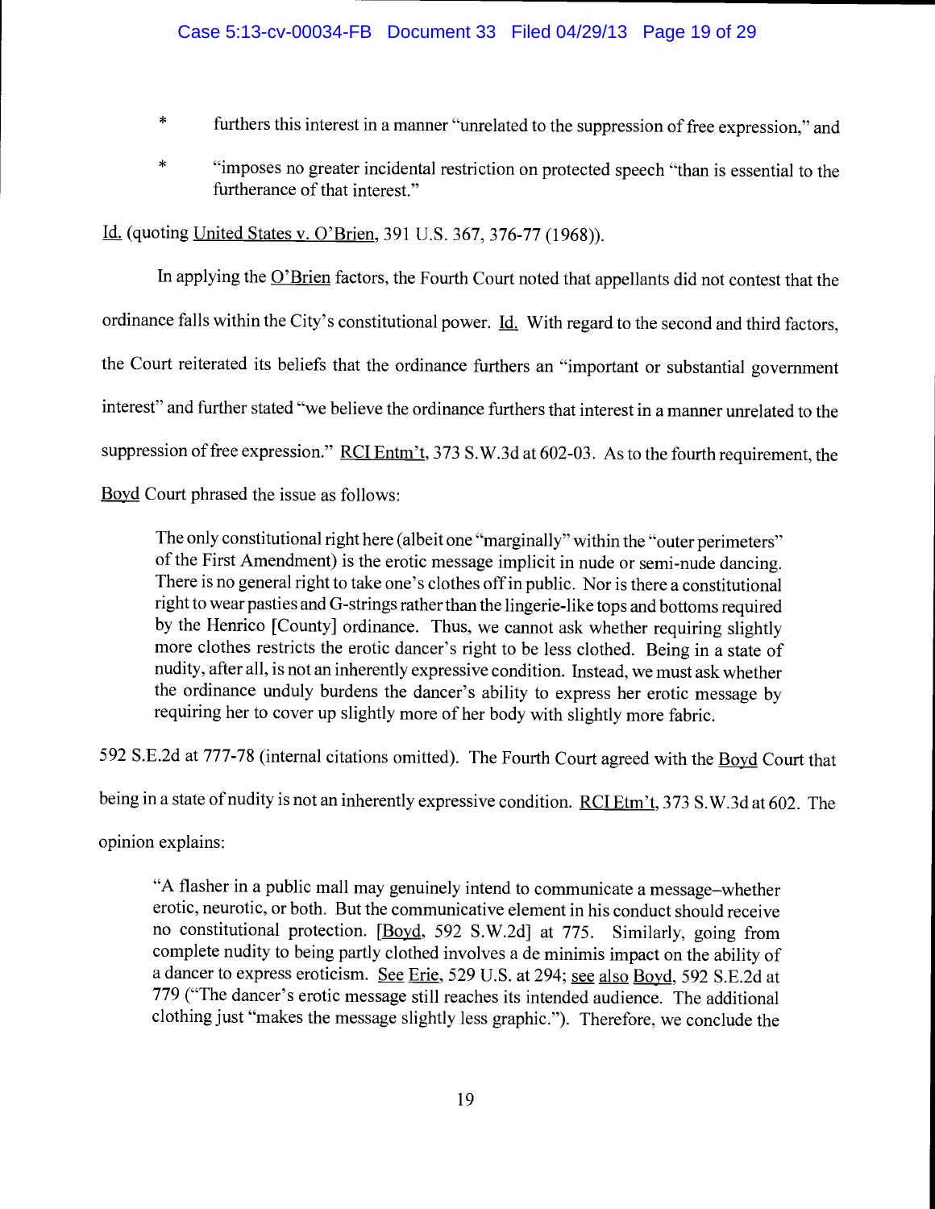* furthers this interest in a manner "unrelated to the suppression of free expression," and

* "imposes no greater incidental restriction on protected speech "than is essential to the furtherance of that interest."

Id. (quoting United States v. O'Brien, 391 U.S. 367, 376-77 (1968)).

In applying the O'Brien factors, the Fourth Court noted that appellants did not contest that the ordinance falls within the City's constitutional power. Id. With regard to the second and third factors, the Court reiterated its beliefs that the ordinance furthers an "important or substantial government interest" and further stated "we believe the ordinance furthers that interest in a manner unrelated to the suppression of free expression." RCI Entm't, 373 S.W.3d at 602-03. As to the fourth requirement, the Boyd Court phrased the issue as follows:

> The only constitutional right here (albeit one "marginally" within the "outer perimeters" of the First Amendment) is the erotic message implicit in nude or semi-nude dancing. There is no general right to take one's clothes off in public. Nor is there a constitutional right to wear pasties and G-strings rather than the lingerie-like tops and bottoms required by the Henrico [County] ordinance. Thus, we cannot ask whether requiring slightly more clothes restricts the erotic dancer's right to be less clothed. Being in a state of nudity, after all, is not an inherently expressive condition. Instead, we must ask whether the ordinance unduly burdens the dancer's ability to express her erotic message by requiring her to cover up slightly more of her body with slightly more fabric.

592 S.E.2d at 777-78 (internal citations omitted). The Fourth Court agreed with the Boyd Court that being in a state of nudity is not an inherently expressive condition. RCI Etm't, 373 S.W.3d at 602. The opinion explains:

> "A flasher in a public mall may genuinely intend to communicate a message–whether erotic, neurotic, or both. But the communicative element in his conduct should receive no constitutional protection. [Boyd, 592 S.W.2d] at 775. Similarly, going from complete nudity to being partly clothed involves a de minimis impact on the ability of a dancer to express eroticism. See Erie, 529 U.S. at 294; see also Boyd, 592 S.E.2d at 779 ("The dancer's erotic message still reaches its intended audience. The additional clothing just "makes the message slightly less graphic."). Therefore, we conclude the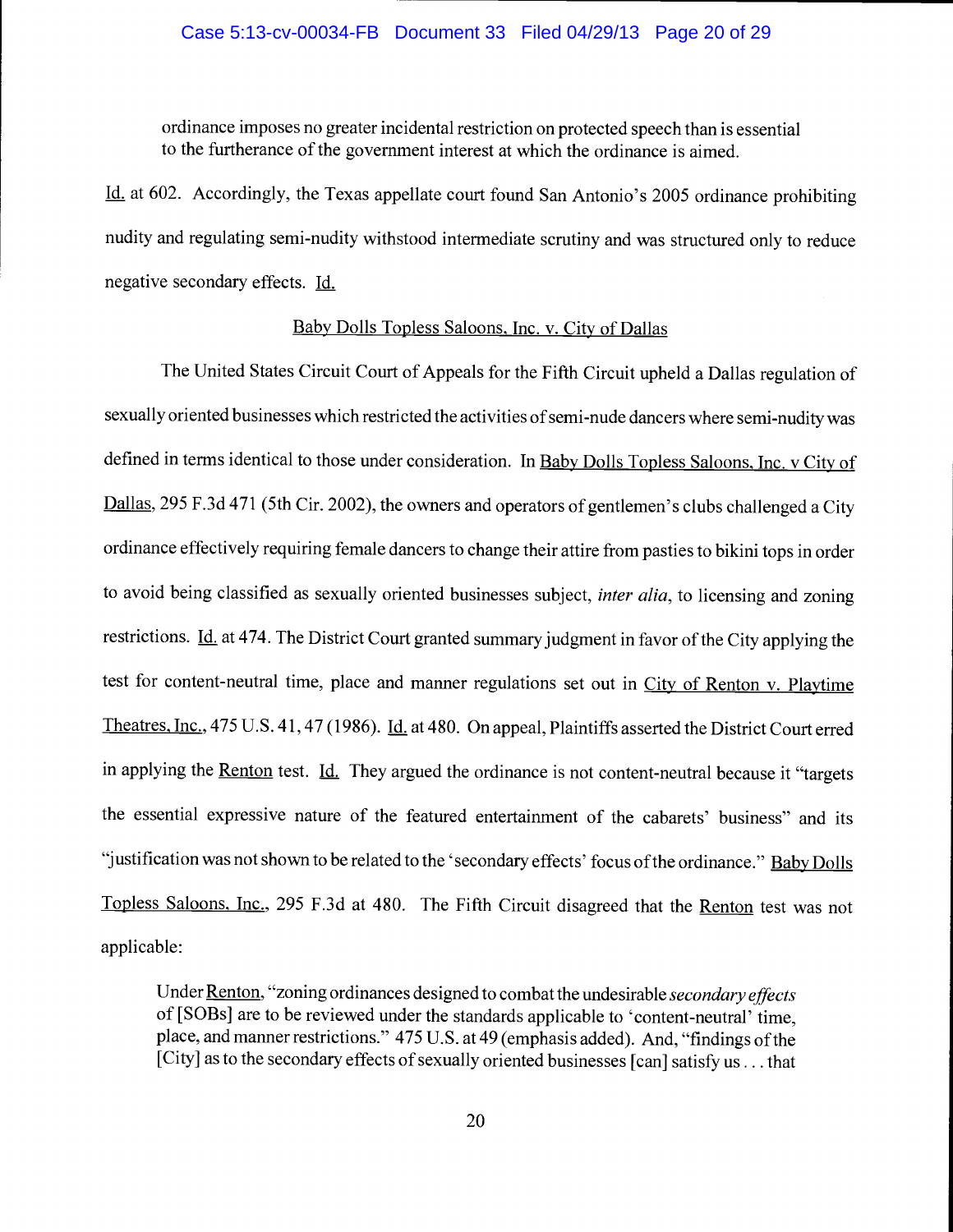ordinance imposes no greater incidental restriction on protected speech than is essential to the furtherance of the government interest at which the ordinance is aimed.

Id. at 602. Accordingly, the Texas appellate court found San Antonio's 2005 ordinance prohibiting nudity and regulating semi-nudity withstood intermediate scrutiny and was structured only to reduce negative secondary effects. Id.

Baby Dolls Topless Saloons, Inc. v. City of Dallas

The United States Circuit Court of Appeals for the Fifth Circuit upheld a Dallas regulation of sexually oriented businesses which restricted the activities of semi-nude dancers where semi-nudity was defined in terms identical to those under consideration. In Baby Dolls Topless Saloons, Inc. v City of Dallas, 295 F.3d 471 (5th Cir. 2002), the owners and operators of gentlemen's clubs challenged a City ordinance effectively requiring female dancers to change their attire from pasties to bikini tops in order to avoid being classified as sexually oriented businesses subject, *inter alia*, to licensing and zoning restrictions. Id. at 474. The District Court granted summary judgment in favor of the City applying the test for content-neutral time, place and manner regulations set out in City of Renton v. Playtime Theatres, Inc., 475 U.S. 41, 47 (1986). Id. at 480. On appeal, Plaintiffs asserted the District Court erred in applying the Renton test. Id. They argued the ordinance is not content-neutral because it "targets the essential expressive nature of the featured entertainment of the cabarets' business" and its "justification was not shown to be related to the 'secondary effects' focus of the ordinance." Baby Dolls Topless Saloons, Inc., 295 F.3d at 480. The Fifth Circuit disagreed that the Renton test was not applicable:

> Under Renton, "zoning ordinances designed to combat the undesirable *secondary effects* of [SOBs] are to be reviewed under the standards applicable to 'content-neutral' time, place, and manner restrictions." 475 U.S. at 49 (emphasis added). And, "findings of the [City] as to the secondary effects of sexually oriented businesses [can] satisfy us . . . that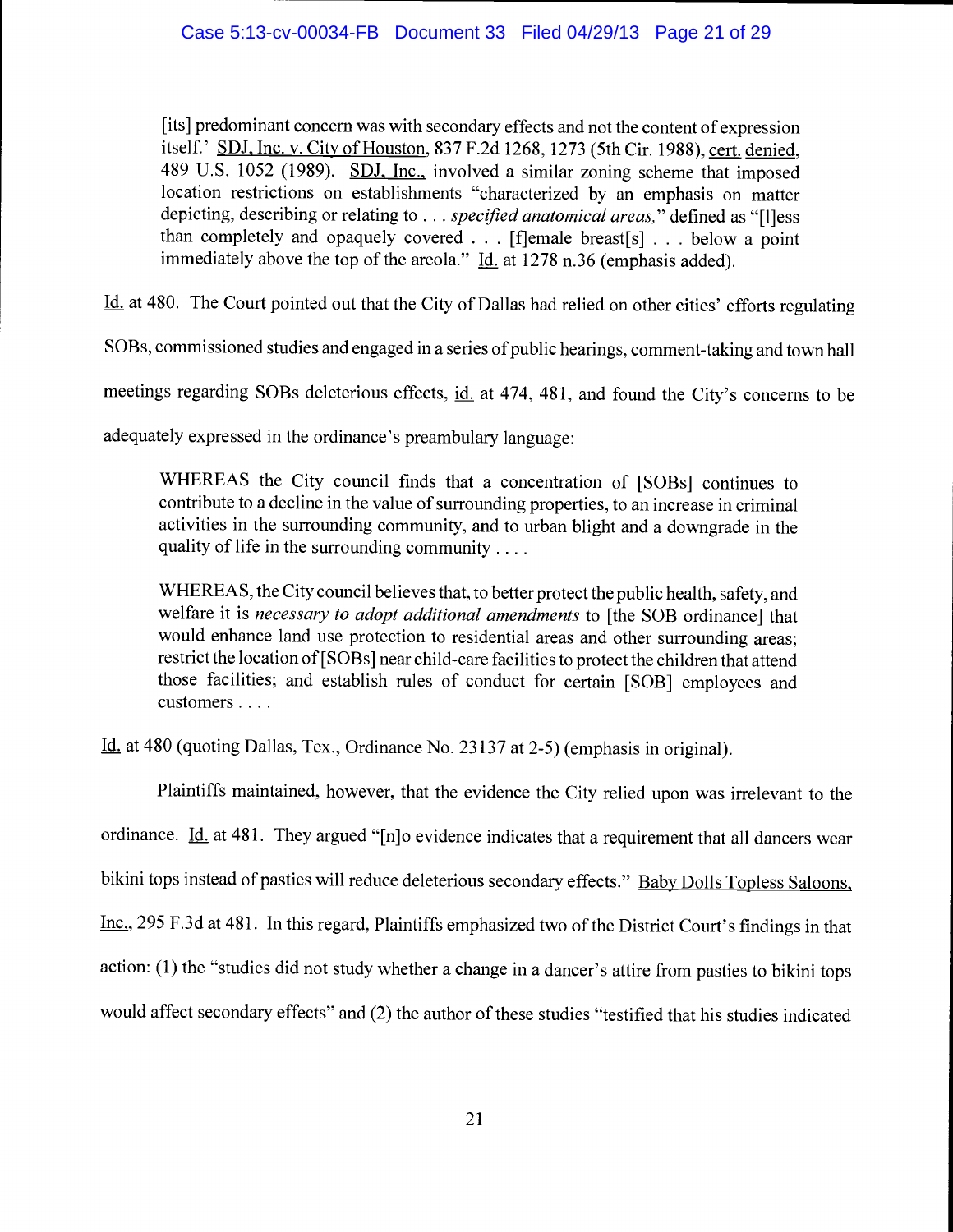> [its] predominant concern was with secondary effects and not the content of expression itself.' SDJ, Inc. v. City of Houston, 837 F.2d 1268, 1273 (5th Cir. 1988), cert. denied, 489 U.S. 1052 (1989). SDJ, Inc., involved a similar zoning scheme that imposed location restrictions on establishments "characterized by an emphasis on matter depicting, describing or relating to . . . *specified anatomical areas,*" defined as "[l]ess than completely and opaquely covered . . . [f]emale breast[s] . . . below a point immediately above the top of the areola." Id. at 1278 n.36 (emphasis added).

Id. at 480. The Court pointed out that the City of Dallas had relied on other cities' efforts regulating SOBs, commissioned studies and engaged in a series of public hearings, comment-taking and town hall meetings regarding SOBs deleterious effects, id. at 474, 481, and found the City's concerns to be adequately expressed in the ordinance's preambulary language:

> WHEREAS the City council finds that a concentration of [SOBs] continues to contribute to a decline in the value of surrounding properties, to an increase in criminal activities in the surrounding community, and to urban blight and a downgrade in the quality of life in the surrounding community . . . .
>
> WHEREAS, the City council believes that, to better protect the public health, safety, and welfare it is *necessary to adopt additional amendments* to [the SOB ordinance] that would enhance land use protection to residential areas and other surrounding areas; restrict the location of [SOBs] near child-care facilities to protect the children that attend those facilities; and establish rules of conduct for certain [SOB] employees and customers . . . .

Id. at 480 (quoting Dallas, Tex., Ordinance No. 23137 at 2-5) (emphasis in original).

Plaintiffs maintained, however, that the evidence the City relied upon was irrelevant to the ordinance. Id. at 481. They argued "[n]o evidence indicates that a requirement that all dancers wear bikini tops instead of pasties will reduce deleterious secondary effects." Baby Dolls Topless Saloons, Inc., 295 F.3d at 481. In this regard, Plaintiffs emphasized two of the District Court's findings in that action: (1) the "studies did not study whether a change in a dancer's attire from pasties to bikini tops would affect secondary effects" and (2) the author of these studies "testified that his studies indicated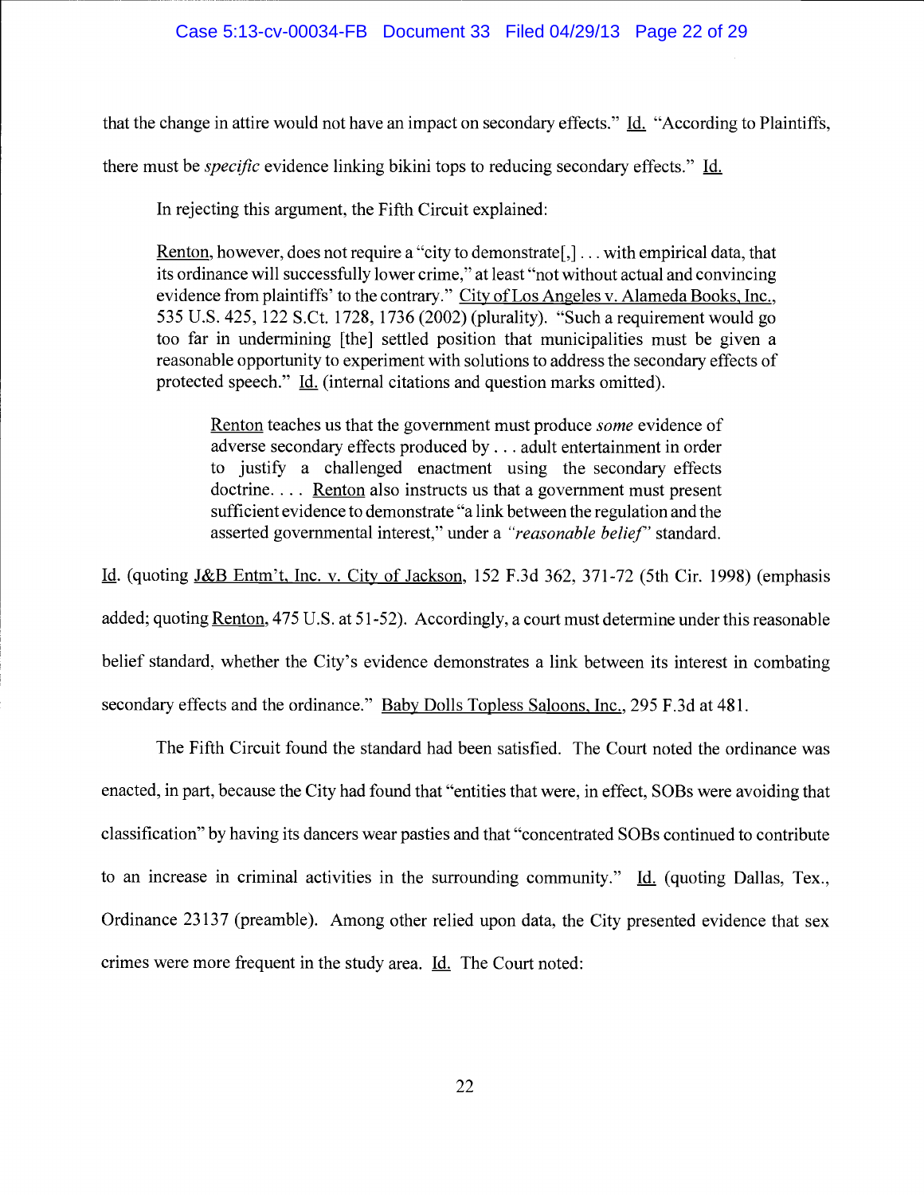that the change in attire would not have an impact on secondary effects." Id. "According to Plaintiffs, there must be *specific* evidence linking bikini tops to reducing secondary effects." Id.

In rejecting this argument, the Fifth Circuit explained:

> Renton, however, does not require a "city to demonstrate[,] . . . with empirical data, that its ordinance will successfully lower crime," at least "not without actual and convincing evidence from plaintiffs' to the contrary." City of Los Angeles v. Alameda Books, Inc., 535 U.S. 425, 122 S.Ct. 1728, 1736 (2002) (plurality). "Such a requirement would go too far in undermining [the] settled position that municipalities must be given a reasonable opportunity to experiment with solutions to address the secondary effects of protected speech." Id. (internal citations and question marks omitted).
>
>> Renton teaches us that the government must produce *some* evidence of adverse secondary effects produced by . . . adult entertainment in order to justify a challenged enactment using the secondary effects doctrine. . . . Renton also instructs us that a government must present sufficient evidence to demonstrate "a link between the regulation and the asserted governmental interest," under a *"reasonable belief"* standard.

Id. (quoting J&B Entm't, Inc. v. City of Jackson, 152 F.3d 362, 371-72 (5th Cir. 1998) (emphasis added; quoting Renton, 475 U.S. at 51-52). Accordingly, a court must determine under this reasonable belief standard, whether the City's evidence demonstrates a link between its interest in combating secondary effects and the ordinance." Baby Dolls Topless Saloons, Inc., 295 F.3d at 481.

The Fifth Circuit found the standard had been satisfied. The Court noted the ordinance was enacted, in part, because the City had found that "entities that were, in effect, SOBs were avoiding that classification" by having its dancers wear pasties and that "concentrated SOBs continued to contribute to an increase in criminal activities in the surrounding community." Id. (quoting Dallas, Tex., Ordinance 23137 (preamble). Among other relied upon data, the City presented evidence that sex crimes were more frequent in the study area. Id. The Court noted: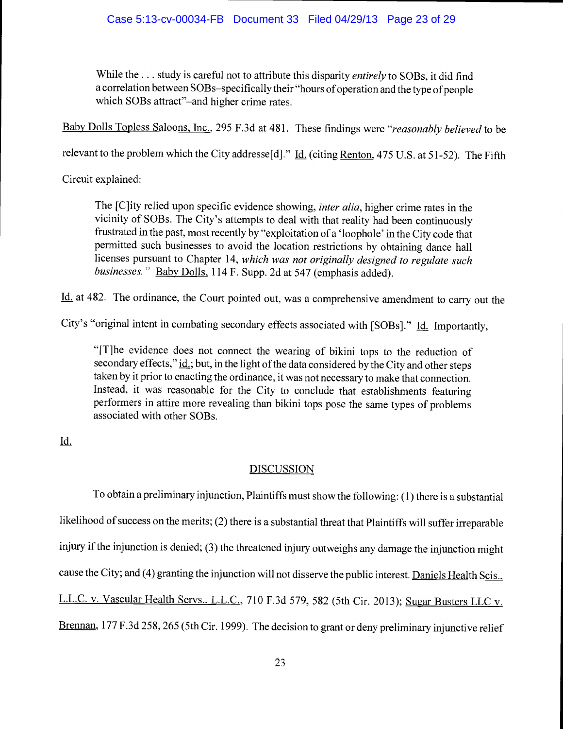> While the . . . study is careful not to attribute this disparity *entirely* to SOBs, it did find a correlation between SOBs–specifically their "hours of operation and the type of people which SOBs attract"–and higher crime rates.

Baby Dolls Topless Saloons, Inc., 295 F.3d at 481. These findings were "*reasonably believed* to be relevant to the problem which the City addresse[d]." Id. (citing Renton, 475 U.S. at 51-52). The Fifth Circuit explained:

> The [C]ity relied upon specific evidence showing, *inter alia*, higher crime rates in the vicinity of SOBs. The City's attempts to deal with that reality had been continuously frustrated in the past, most recently by "exploitation of a 'loophole' in the City code that permitted such businesses to avoid the location restrictions by obtaining dance hall licenses pursuant to Chapter 14, *which was not originally designed to regulate such businesses.*" Baby Dolls, 114 F. Supp. 2d at 547 (emphasis added).

Id. at 482. The ordinance, the Court pointed out, was a comprehensive amendment to carry out the City's "original intent in combating secondary effects associated with [SOBs]." Id. Importantly,

> "[T]he evidence does not connect the wearing of bikini tops to the reduction of secondary effects," id.; but, in the light of the data considered by the City and other steps taken by it prior to enacting the ordinance, it was not necessary to make that connection. Instead, it was reasonable for the City to conclude that establishments featuring performers in attire more revealing than bikini tops pose the same types of problems associated with other SOBs.

Id.

## DISCUSSION

To obtain a preliminary injunction, Plaintiffs must show the following: (1) there is a substantial likelihood of success on the merits; (2) there is a substantial threat that Plaintiffs will suffer irreparable injury if the injunction is denied; (3) the threatened injury outweighs any damage the injunction might cause the City; and (4) granting the injunction will not disserve the public interest. Daniels Health Scis., L.L.C. v. Vascular Health Servs., L.L.C., 710 F.3d 579, 582 (5th Cir. 2013); Sugar Busters LLC v. Brennan, 177 F.3d 258, 265 (5th Cir. 1999). The decision to grant or deny preliminary injunctive relief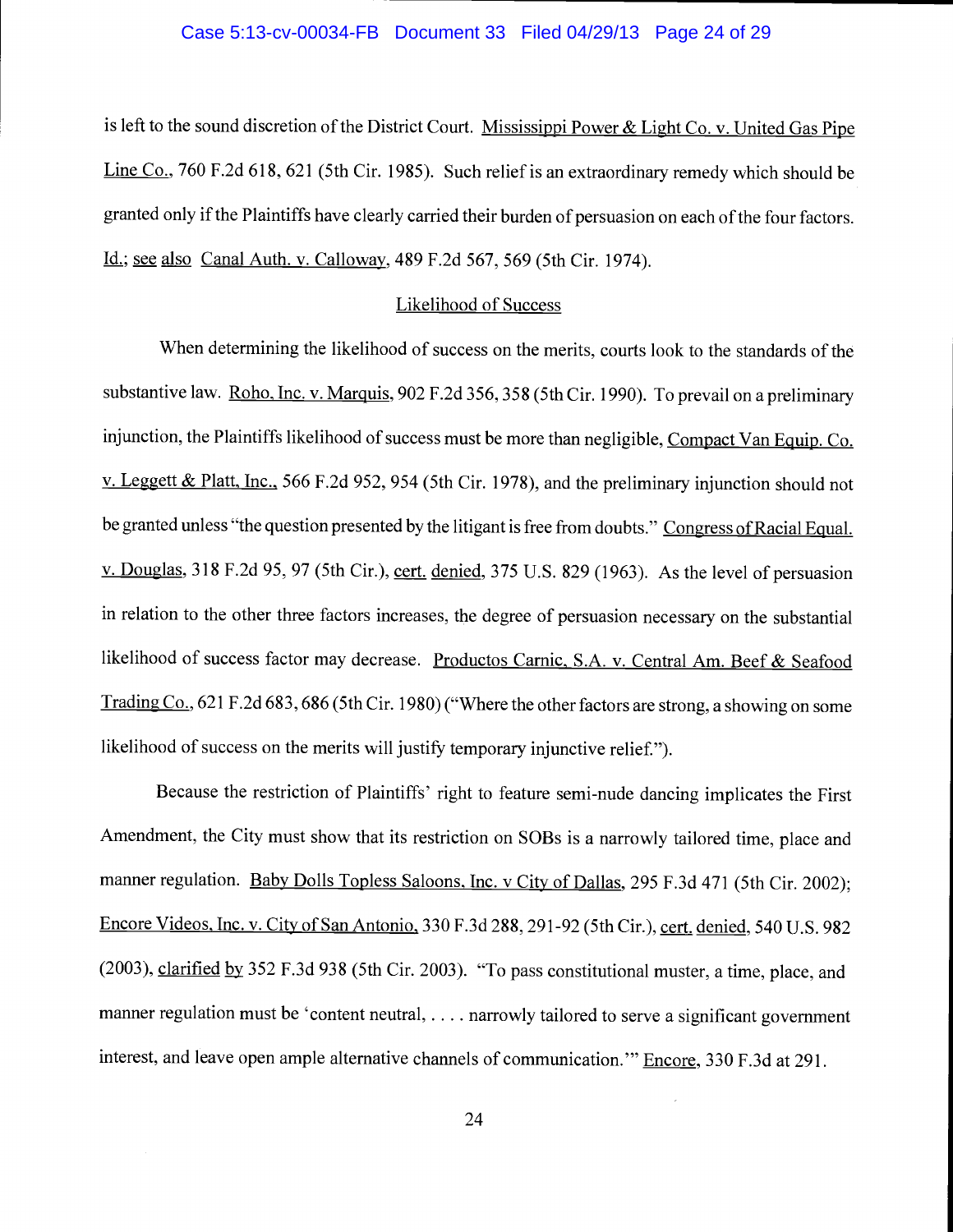is left to the sound discretion of the District Court. Mississippi Power & Light Co. v. United Gas Pipe Line Co., 760 F.2d 618, 621 (5th Cir. 1985). Such relief is an extraordinary remedy which should be granted only if the Plaintiffs have clearly carried their burden of persuasion on each of the four factors. Id.; see also Canal Auth. v. Calloway, 489 F.2d 567, 569 (5th Cir. 1974).

Likelihood of Success

When determining the likelihood of success on the merits, courts look to the standards of the substantive law. Roho, Inc. v. Marquis, 902 F.2d 356, 358 (5th Cir. 1990). To prevail on a preliminary injunction, the Plaintiffs likelihood of success must be more than negligible, Compact Van Equip. Co. v. Leggett & Platt, Inc., 566 F.2d 952, 954 (5th Cir. 1978), and the preliminary injunction should not be granted unless "the question presented by the litigant is free from doubts." Congress of Racial Equal. v. Douglas, 318 F.2d 95, 97 (5th Cir.), cert. denied, 375 U.S. 829 (1963). As the level of persuasion in relation to the other three factors increases, the degree of persuasion necessary on the substantial likelihood of success factor may decrease. Productos Carnic, S.A. v. Central Am. Beef & Seafood Trading Co., 621 F.2d 683, 686 (5th Cir. 1980) ("Where the other factors are strong, a showing on some likelihood of success on the merits will justify temporary injunctive relief.").

Because the restriction of Plaintiffs' right to feature semi-nude dancing implicates the First Amendment, the City must show that its restriction on SOBs is a narrowly tailored time, place and manner regulation. Baby Dolls Topless Saloons, Inc. v City of Dallas, 295 F.3d 471 (5th Cir. 2002); Encore Videos, Inc. v. City of San Antonio, 330 F.3d 288, 291-92 (5th Cir.), cert. denied, 540 U.S. 982 (2003), clarified by 352 F.3d 938 (5th Cir. 2003). "To pass constitutional muster, a time, place, and manner regulation must be 'content neutral, . . . . narrowly tailored to serve a significant government interest, and leave open ample alternative channels of communication.'" Encore, 330 F.3d at 291.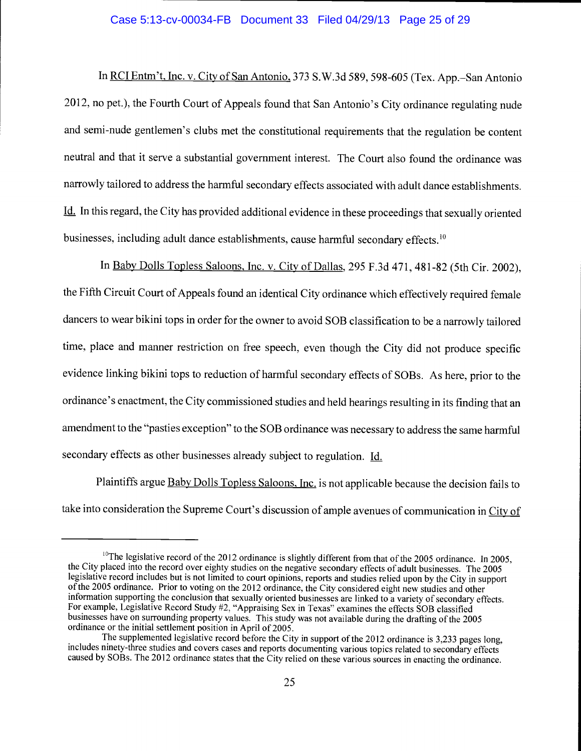In RCI Entm't, Inc. v. City of San Antonio, 373 S.W.3d 589, 598-605 (Tex. App.–San Antonio 2012, no pet.), the Fourth Court of Appeals found that San Antonio's City ordinance regulating nude and semi-nude gentlemen's clubs met the constitutional requirements that the regulation be content neutral and that it serve a substantial government interest. The Court also found the ordinance was narrowly tailored to address the harmful secondary effects associated with adult dance establishments. Id. In this regard, the City has provided additional evidence in these proceedings that sexually oriented businesses, including adult dance establishments, cause harmful secondary effects.[10]

In Baby Dolls Topless Saloons, Inc. v. City of Dallas, 295 F.3d 471, 481-82 (5th Cir. 2002), the Fifth Circuit Court of Appeals found an identical City ordinance which effectively required female dancers to wear bikini tops in order for the owner to avoid SOB classification to be a narrowly tailored time, place and manner restriction on free speech, even though the City did not produce specific evidence linking bikini tops to reduction of harmful secondary effects of SOBs. As here, prior to the ordinance's enactment, the City commissioned studies and held hearings resulting in its finding that an amendment to the "pasties exception" to the SOB ordinance was necessary to address the same harmful secondary effects as other businesses already subject to regulation. Id.

Plaintiffs argue Baby Dolls Topless Saloons, Inc. is not applicable because the decision fails to take into consideration the Supreme Court's discussion of ample avenues of communication in City of

---

[10] The legislative record of the 2012 ordinance is slightly different from that of the 2005 ordinance. In 2005, the City placed into the record over eighty studies on the negative secondary effects of adult businesses. The 2005 legislative record includes but is not limited to court opinions, reports and studies relied upon by the City in support of the 2005 ordinance. Prior to voting on the 2012 ordinance, the City considered eight new studies and other information supporting the conclusion that sexually oriented businesses are linked to a variety of secondary effects. For example, Legislative Record Study #2, "Appraising Sex in Texas" examines the effects SOB classified businesses have on surrounding property values. This study was not available during the drafting of the 2005 ordinance or the initial settlement position in April of 2005.

The supplemented legislative record before the City in support of the 2012 ordinance is 3,233 pages long, includes ninety-three studies and covers cases and reports documenting various topics related to secondary effects caused by SOBs. The 2012 ordinance states that the City relied on these various sources in enacting the ordinance.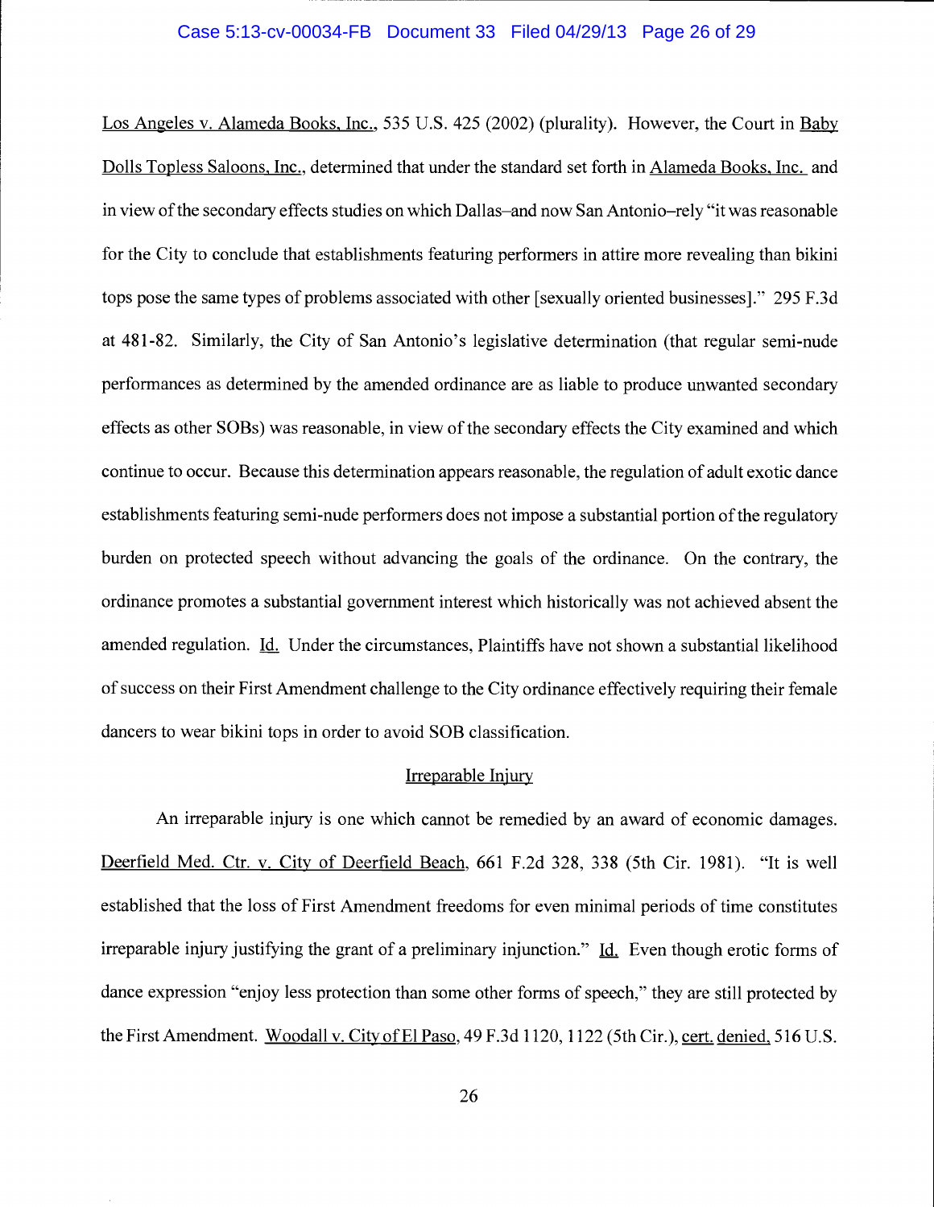Los Angeles v. Alameda Books, Inc., 535 U.S. 425 (2002) (plurality). However, the Court in Baby Dolls Topless Saloons, Inc., determined that under the standard set forth in Alameda Books, Inc. and in view of the secondary effects studies on which Dallas–and now San Antonio–rely "it was reasonable for the City to conclude that establishments featuring performers in attire more revealing than bikini tops pose the same types of problems associated with other [sexually oriented businesses]." 295 F.3d at 481-82. Similarly, the City of San Antonio's legislative determination (that regular semi-nude performances as determined by the amended ordinance are as liable to produce unwanted secondary effects as other SOBs) was reasonable, in view of the secondary effects the City examined and which continue to occur. Because this determination appears reasonable, the regulation of adult exotic dance establishments featuring semi-nude performers does not impose a substantial portion of the regulatory burden on protected speech without advancing the goals of the ordinance. On the contrary, the ordinance promotes a substantial government interest which historically was not achieved absent the amended regulation. Id. Under the circumstances, Plaintiffs have not shown a substantial likelihood of success on their First Amendment challenge to the City ordinance effectively requiring their female dancers to wear bikini tops in order to avoid SOB classification.

## Irreparable Injury

An irreparable injury is one which cannot be remedied by an award of economic damages. Deerfield Med. Ctr. v. City of Deerfield Beach, 661 F.2d 328, 338 (5th Cir. 1981). "It is well established that the loss of First Amendment freedoms for even minimal periods of time constitutes irreparable injury justifying the grant of a preliminary injunction." Id. Even though erotic forms of dance expression "enjoy less protection than some other forms of speech," they are still protected by the First Amendment. Woodall v. City of El Paso, 49 F.3d 1120, 1122 (5th Cir.), cert. denied, 516 U.S.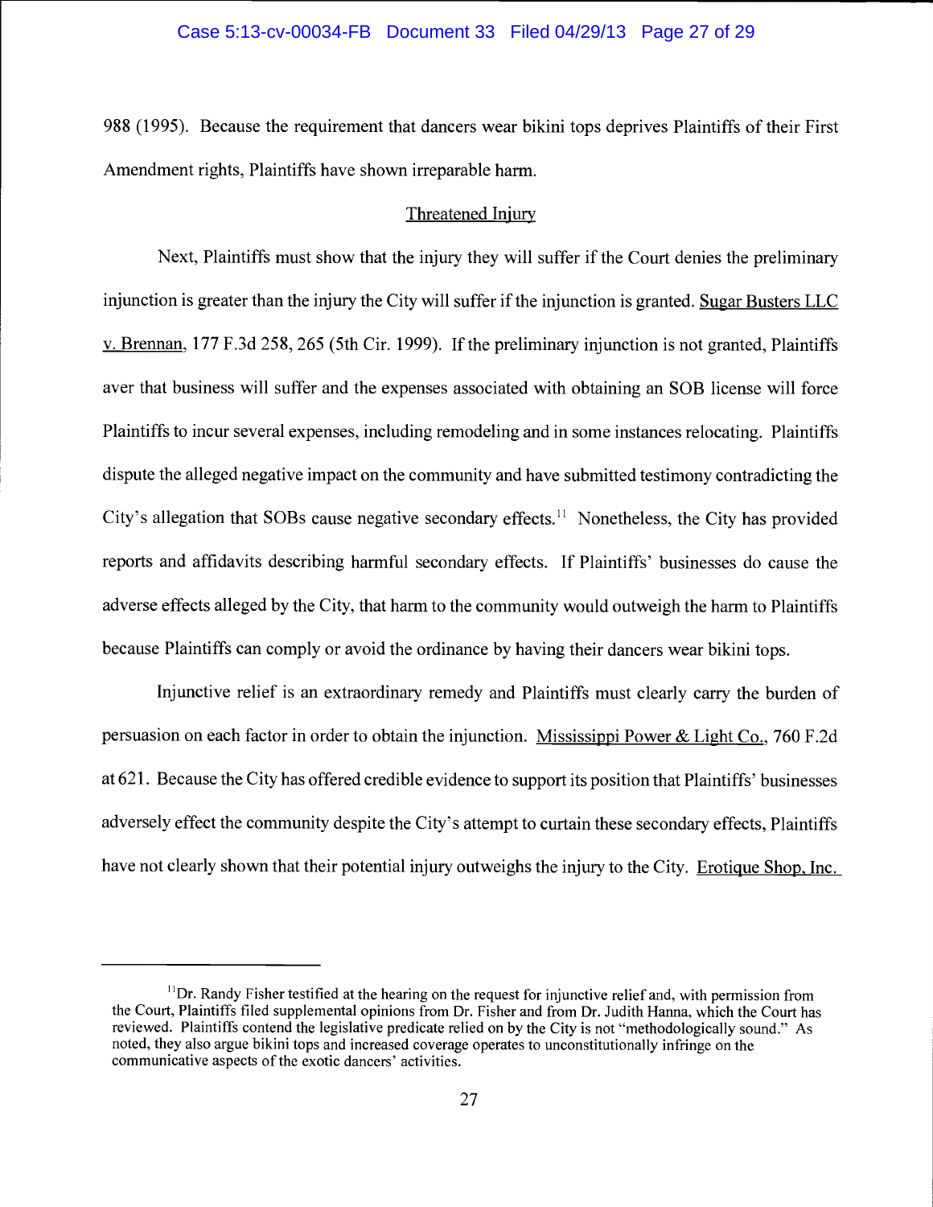988 (1995). Because the requirement that dancers wear bikini tops deprives Plaintiffs of their First Amendment rights, Plaintiffs have shown irreparable harm.

Threatened Injury

Next, Plaintiffs must show that the injury they will suffer if the Court denies the preliminary injunction is greater than the injury the City will suffer if the injunction is granted. Sugar Busters LLC v. Brennan, 177 F.3d 258, 265 (5th Cir. 1999). If the preliminary injunction is not granted, Plaintiffs aver that business will suffer and the expenses associated with obtaining an SOB license will force Plaintiffs to incur several expenses, including remodeling and in some instances relocating. Plaintiffs dispute the alleged negative impact on the community and have submitted testimony contradicting the City's allegation that SOBs cause negative secondary effects.[11] Nonetheless, the City has provided reports and affidavits describing harmful secondary effects. If Plaintiffs' businesses do cause the adverse effects alleged by the City, that harm to the community would outweigh the harm to Plaintiffs because Plaintiffs can comply or avoid the ordinance by having their dancers wear bikini tops.

Injunctive relief is an extraordinary remedy and Plaintiffs must clearly carry the burden of persuasion on each factor in order to obtain the injunction. Mississippi Power & Light Co., 760 F.2d at 621. Because the City has offered credible evidence to support its position that Plaintiffs' businesses adversely effect the community despite the City's attempt to curtain these secondary effects, Plaintiffs have not clearly shown that their potential injury outweighs the injury to the City. Erotique Shop, Inc.

---

[11] Dr. Randy Fisher testified at the hearing on the request for injunctive relief and, with permission from the Court, Plaintiffs filed supplemental opinions from Dr. Fisher and from Dr. Judith Hanna, which the Court has reviewed. Plaintiffs contend the legislative predicate relied on by the City is not "methodologically sound." As noted, they also argue bikini tops and increased coverage operates to unconstitutionally infringe on the communicative aspects of the exotic dancers' activities.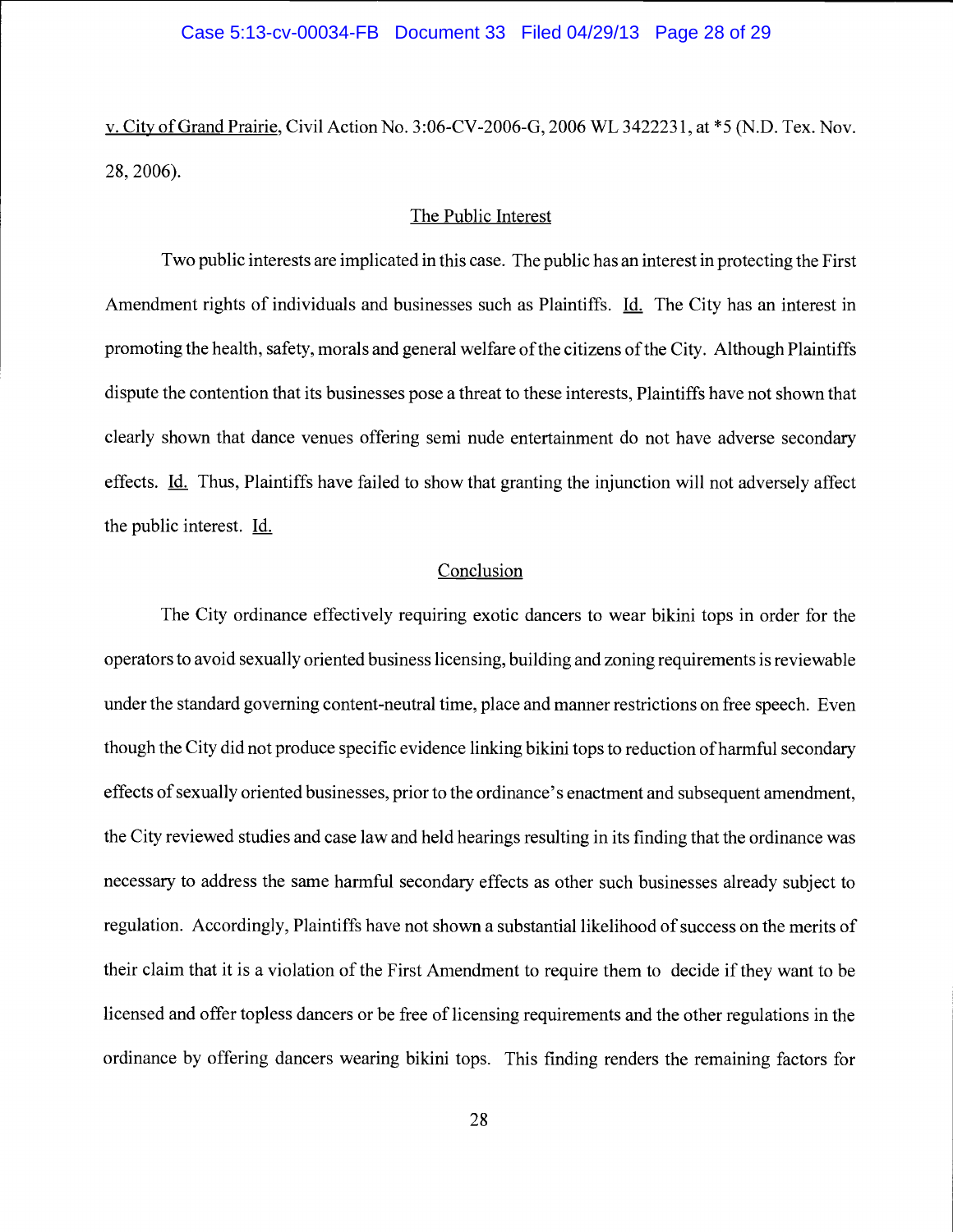v. City of Grand Prairie, Civil Action No. 3:06-CV-2006-G, 2006 WL 3422231, at *5 (N.D. Tex. Nov. 28, 2006).

## The Public Interest

Two public interests are implicated in this case. The public has an interest in protecting the First Amendment rights of individuals and businesses such as Plaintiffs. Id. The City has an interest in promoting the health, safety, morals and general welfare of the citizens of the City. Although Plaintiffs dispute the contention that its businesses pose a threat to these interests, Plaintiffs have not shown that clearly shown that dance venues offering semi nude entertainment do not have adverse secondary effects. Id. Thus, Plaintiffs have failed to show that granting the injunction will not adversely affect the public interest. Id.

## Conclusion

The City ordinance effectively requiring exotic dancers to wear bikini tops in order for the operators to avoid sexually oriented business licensing, building and zoning requirements is reviewable under the standard governing content-neutral time, place and manner restrictions on free speech. Even though the City did not produce specific evidence linking bikini tops to reduction of harmful secondary effects of sexually oriented businesses, prior to the ordinance's enactment and subsequent amendment, the City reviewed studies and case law and held hearings resulting in its finding that the ordinance was necessary to address the same harmful secondary effects as other such businesses already subject to regulation. Accordingly, Plaintiffs have not shown a substantial likelihood of success on the merits of their claim that it is a violation of the First Amendment to require them to decide if they want to be licensed and offer topless dancers or be free of licensing requirements and the other regulations in the ordinance by offering dancers wearing bikini tops. This finding renders the remaining factors for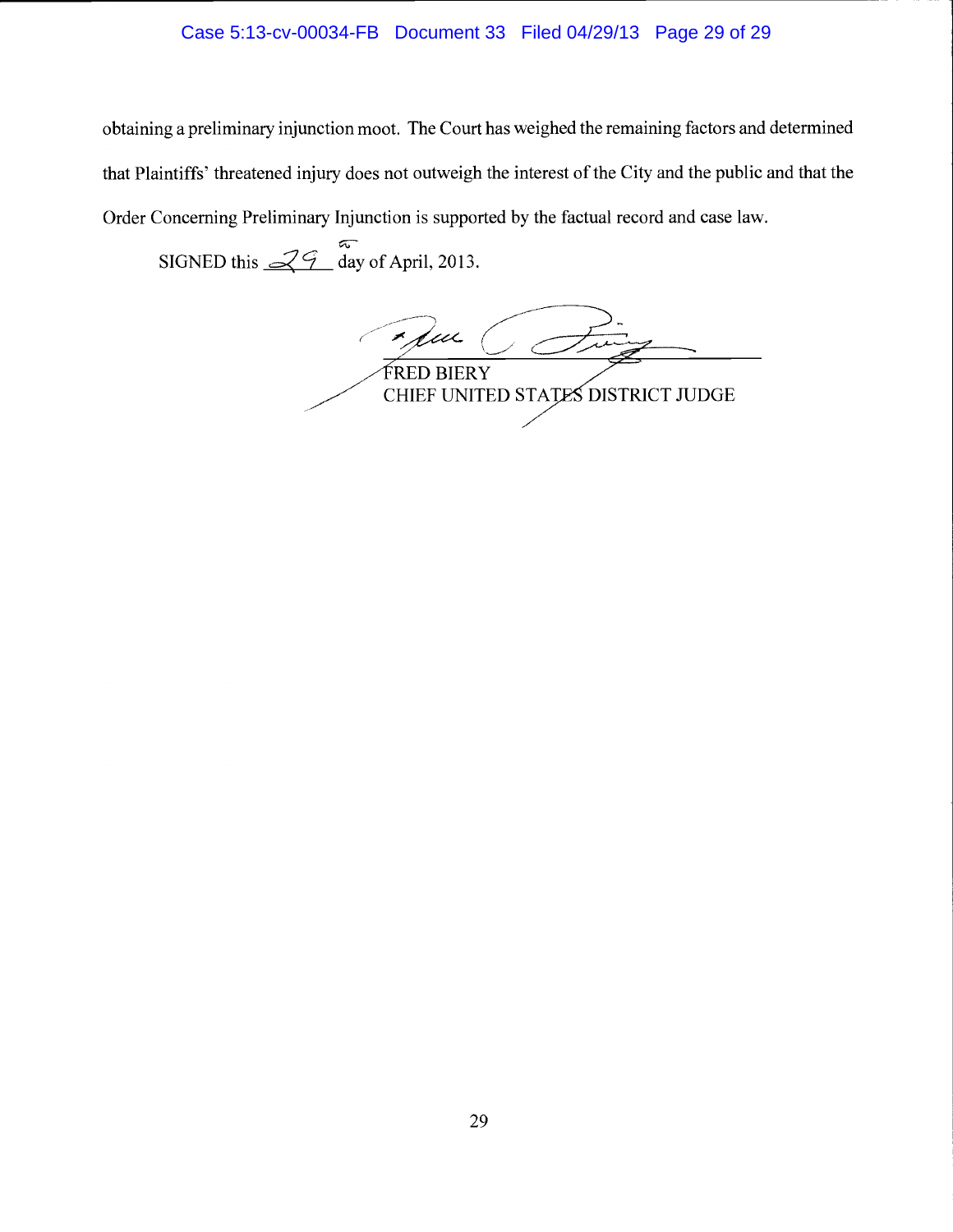obtaining a preliminary injunction moot. The Court has weighed the remaining factors and determined that Plaintiffs' threatened injury does not outweigh the interest of the City and the public and that the Order Concerning Preliminary Injunction is supported by the factual record and case law.

SIGNED this 29th day of April, 2013.

FRED BIERY
CHIEF UNITED STATES DISTRICT JUDGE